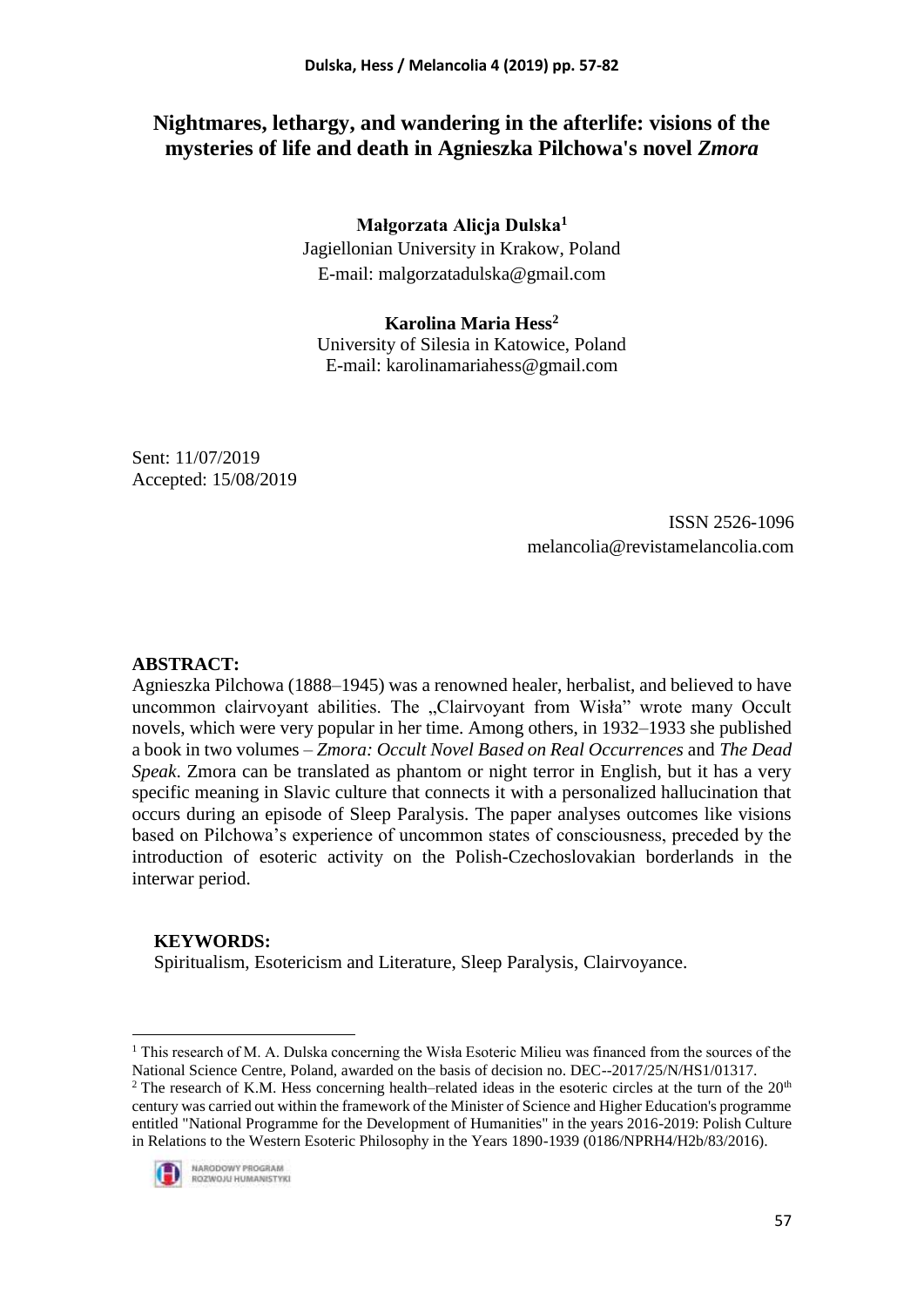# Nightmares, lethargy, and wandering in the afterlife: visions of the mysteries of life and death in Agnieszka Pilchowa's novel *Zmora*

**Małgorzata Alicja Dulska**[1]
Jagiellonian University in Krakow, Poland
E-mail: malgorzatadulska@gmail.com

**Karolina Maria Hess**[2]
University of Silesia in Katowice, Poland
E-mail: karolinamariahess@gmail.com

Sent: 11/07/2019
Accepted: 15/08/2019

ISSN 2526-1096
melancolia@revistamelancolia.com

**ABSTRACT:**
Agnieszka Pilchowa (1888–1945) was a renowned healer, herbalist, and believed to have uncommon clairvoyant abilities. The „Clairvoyant from Wisła" wrote many Occult novels, which were very popular in her time. Among others, in 1932–1933 she published a book in two volumes – *Zmora: Occult Novel Based on Real Occurrences* and *The Dead Speak*. Zmora can be translated as phantom or night terror in English, but it has a very specific meaning in Slavic culture that connects it with a personalized hallucination that occurs during an episode of Sleep Paralysis. The paper analyses outcomes like visions based on Pilchowa's experience of uncommon states of consciousness, preceded by the introduction of esoteric activity on the Polish-Czechoslovakian borderlands in the interwar period.

**KEYWORDS:**
Spiritualism, Esotericism and Literature, Sleep Paralysis, Clairvoyance.

---

[1] This research of M. A. Dulska concerning the Wisła Esoteric Milieu was financed from the sources of the National Science Centre, Poland, awarded on the basis of decision no. DEC--2017/25/N/HS1/01317.

[2] The research of K.M. Hess concerning health–related ideas in the esoteric circles at the turn of the 20$^{th}$ century was carried out within the framework of the Minister of Science and Higher Education's programme entitled "National Programme for the Development of Humanities" in the years 2016-2019: Polish Culture in Relations to the Western Esoteric Philosophy in the Years 1890-1939 (0186/NPRH4/H2b/83/2016).

NARODOWY PROGRAM ROZWOJU HUMANISTYKI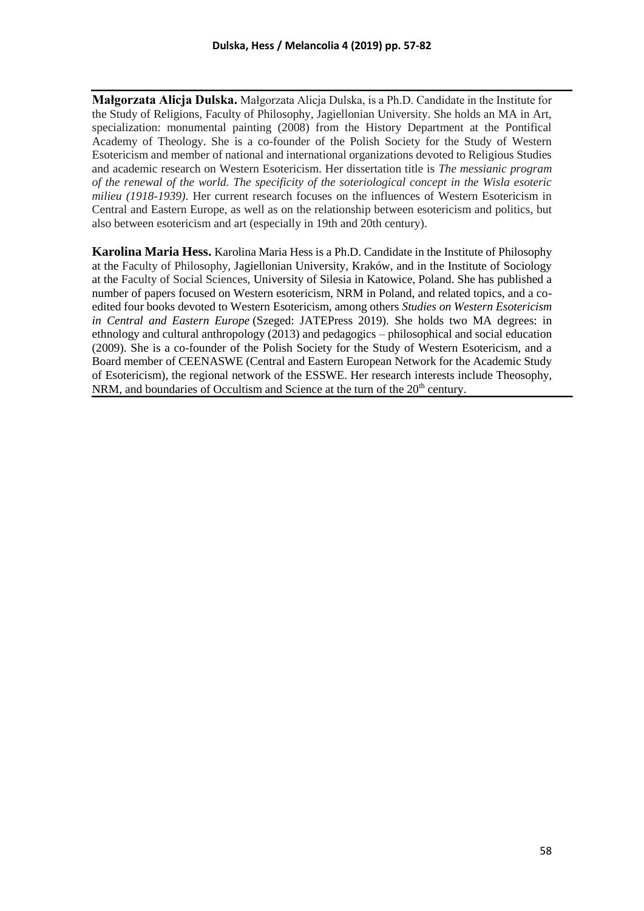**Małgorzata Alicja Dulska.** Małgorzata Alicja Dulska, is a Ph.D. Candidate in the Institute for the Study of Religions, Faculty of Philosophy, Jagiellonian University. She holds an MA in Art, specialization: monumental painting (2008) from the History Department at the Pontifical Academy of Theology. She is a co-founder of the Polish Society for the Study of Western Esotericism and member of national and international organizations devoted to Religious Studies and academic research on Western Esotericism. Her dissertation title is *The messianic program of the renewal of the world. The specificity of the soteriological concept in the Wisla esoteric milieu (1918-1939)*. Her current research focuses on the influences of Western Esotericism in Central and Eastern Europe, as well as on the relationship between esotericism and politics, but also between esotericism and art (especially in 19th and 20th century).

**Karolina Maria Hess.** Karolina Maria Hess is a Ph.D. Candidate in the Institute of Philosophy at the Faculty of Philosophy, Jagiellonian University, Kraków, and in the Institute of Sociology at the Faculty of Social Sciences, University of Silesia in Katowice, Poland. She has published a number of papers focused on Western esotericism, NRM in Poland, and related topics, and a co-edited four books devoted to Western Esotericism, among others *Studies on Western Esotericism in Central and Eastern Europe* (Szeged: JATEPress 2019). She holds two MA degrees: in ethnology and cultural anthropology (2013) and pedagogics – philosophical and social education (2009). She is a co-founder of the Polish Society for the Study of Western Esotericism, and a Board member of CEENASWE (Central and Eastern European Network for the Academic Study of Esotericism), the regional network of the ESSWE. Her research interests include Theosophy, NRM, and boundaries of Occultism and Science at the turn of the 20th century.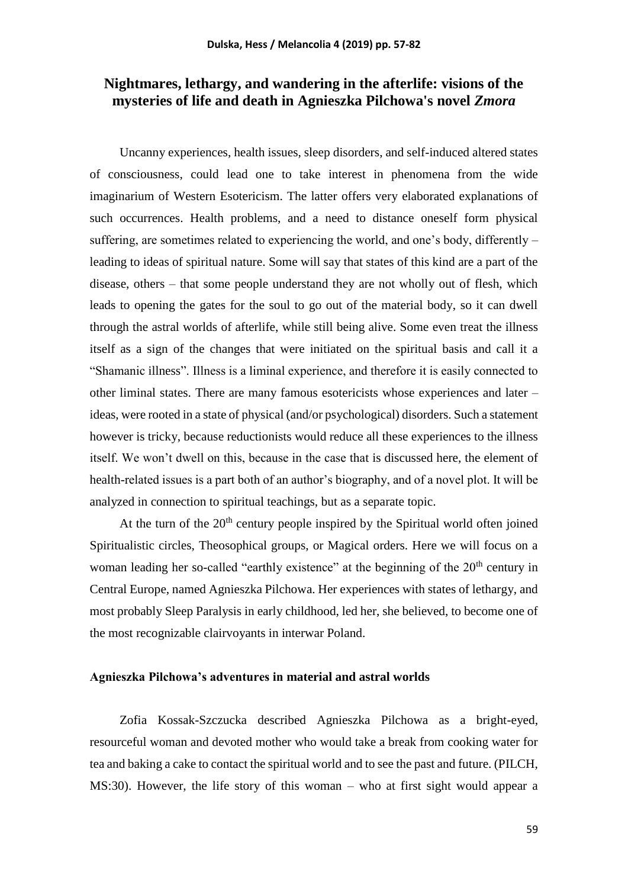# Nightmares, lethargy, and wandering in the afterlife: visions of the mysteries of life and death in Agnieszka Pilchowa's novel *Zmora*

Uncanny experiences, health issues, sleep disorders, and self-induced altered states of consciousness, could lead one to take interest in phenomena from the wide imaginarium of Western Esotericism. The latter offers very elaborated explanations of such occurrences. Health problems, and a need to distance oneself form physical suffering, are sometimes related to experiencing the world, and one's body, differently – leading to ideas of spiritual nature. Some will say that states of this kind are a part of the disease, others – that some people understand they are not wholly out of flesh, which leads to opening the gates for the soul to go out of the material body, so it can dwell through the astral worlds of afterlife, while still being alive. Some even treat the illness itself as a sign of the changes that were initiated on the spiritual basis and call it a "Shamanic illness". Illness is a liminal experience, and therefore it is easily connected to other liminal states. There are many famous esotericists whose experiences and later – ideas, were rooted in a state of physical (and/or psychological) disorders. Such a statement however is tricky, because reductionists would reduce all these experiences to the illness itself. We won't dwell on this, because in the case that is discussed here, the element of health-related issues is a part both of an author's biography, and of a novel plot. It will be analyzed in connection to spiritual teachings, but as a separate topic.

At the turn of the 20th century people inspired by the Spiritual world often joined Spiritualistic circles, Theosophical groups, or Magical orders. Here we will focus on a woman leading her so-called "earthly existence" at the beginning of the 20th century in Central Europe, named Agnieszka Pilchowa. Her experiences with states of lethargy, and most probably Sleep Paralysis in early childhood, led her, she believed, to become one of the most recognizable clairvoyants in interwar Poland.

## Agnieszka Pilchowa's adventures in material and astral worlds

Zofia Kossak-Szczucka described Agnieszka Pilchowa as a bright-eyed, resourceful woman and devoted mother who would take a break from cooking water for tea and baking a cake to contact the spiritual world and to see the past and future. (PILCH, MS:30). However, the life story of this woman – who at first sight would appear a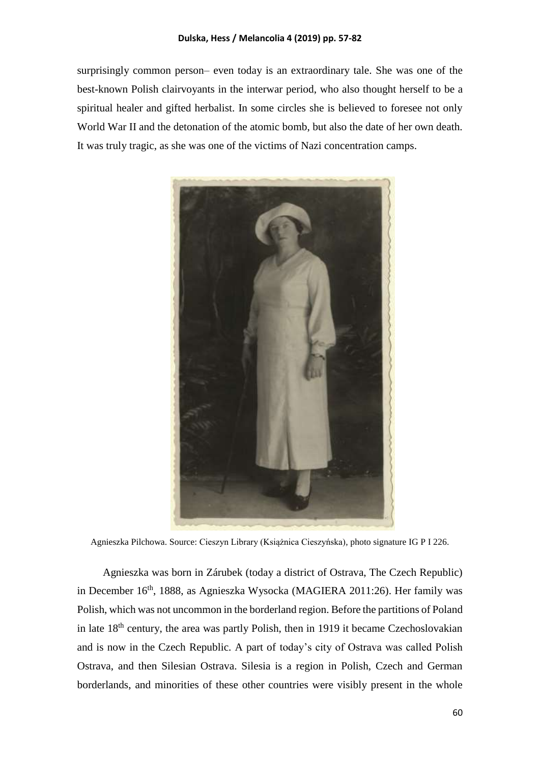surprisingly common person– even today is an extraordinary tale. She was one of the best-known Polish clairvoyants in the interwar period, who also thought herself to be a spiritual healer and gifted herbalist. In some circles she is believed to foresee not only World War II and the detonation of the atomic bomb, but also the date of her own death. It was truly tragic, as she was one of the victims of Nazi concentration camps.

Agnieszka Pilchowa. Source: Cieszyn Library (Książnica Cieszyńska), photo signature IG P I 226.

Agnieszka was born in Zárubek (today a district of Ostrava, The Czech Republic) in December 16th, 1888, as Agnieszka Wysocka (MAGIERA 2011:26). Her family was Polish, which was not uncommon in the borderland region. Before the partitions of Poland in late 18th century, the area was partly Polish, then in 1919 it became Czechoslovakian and is now in the Czech Republic. A part of today's city of Ostrava was called Polish Ostrava, and then Silesian Ostrava. Silesia is a region in Polish, Czech and German borderlands, and minorities of these other countries were visibly present in the whole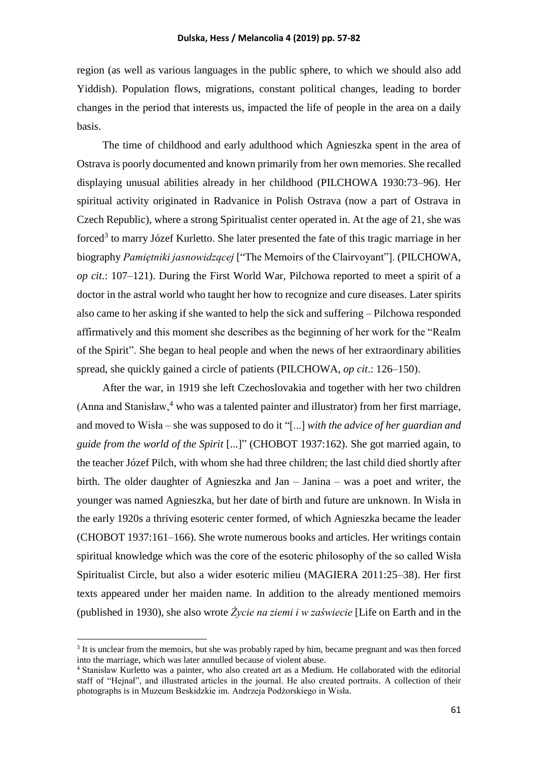region (as well as various languages in the public sphere, to which we should also add Yiddish). Population flows, migrations, constant political changes, leading to border changes in the period that interests us, impacted the life of people in the area on a daily basis.

The time of childhood and early adulthood which Agnieszka spent in the area of Ostrava is poorly documented and known primarily from her own memories. She recalled displaying unusual abilities already in her childhood (PILCHOWA 1930:73–96). Her spiritual activity originated in Radvanice in Polish Ostrava (now a part of Ostrava in Czech Republic), where a strong Spiritualist center operated in. At the age of 21, she was forced[3] to marry Józef Kurletto. She later presented the fate of this tragic marriage in her biography *Pamiętniki jasnowidzącej* ["The Memoirs of the Clairvoyant"]. (PILCHOWA, *op cit*.: 107–121). During the First World War, Pilchowa reported to meet a spirit of a doctor in the astral world who taught her how to recognize and cure diseases. Later spirits also came to her asking if she wanted to help the sick and suffering – Pilchowa responded affirmatively and this moment she describes as the beginning of her work for the "Realm of the Spirit". She began to heal people and when the news of her extraordinary abilities spread, she quickly gained a circle of patients (PILCHOWA, *op cit*.: 126–150).

After the war, in 1919 she left Czechoslovakia and together with her two children (Anna and Stanisław,[4] who was a talented painter and illustrator) from her first marriage, and moved to Wisła – she was supposed to do it "[...] *with the advice of her guardian and guide from the world of the Spirit* [...]" (CHOBOT 1937:162). She got married again, to the teacher Józef Pilch, with whom she had three children; the last child died shortly after birth. The older daughter of Agnieszka and Jan – Janina – was a poet and writer, the younger was named Agnieszka, but her date of birth and future are unknown. In Wisła in the early 1920s a thriving esoteric center formed, of which Agnieszka became the leader (CHOBOT 1937:161–166). She wrote numerous books and articles. Her writings contain spiritual knowledge which was the core of the esoteric philosophy of the so called Wisła Spiritualist Circle, but also a wider esoteric milieu (MAGIERA 2011:25–38). Her first texts appeared under her maiden name. In addition to the already mentioned memoirs (published in 1930), she also wrote *Życie na ziemi i w zaświecie* [Life on Earth and in the

---

[3] It is unclear from the memoirs, but she was probably raped by him, became pregnant and was then forced into the marriage, which was later annulled because of violent abuse.

[4] Stanisław Kurletto was a painter, who also created art as a Medium. He collaborated with the editorial staff of "Hejnał", and illustrated articles in the journal. He also created portraits. A collection of their photographs is in Muzeum Beskidzkie im. Andrzeja Podżorskiego in Wisła.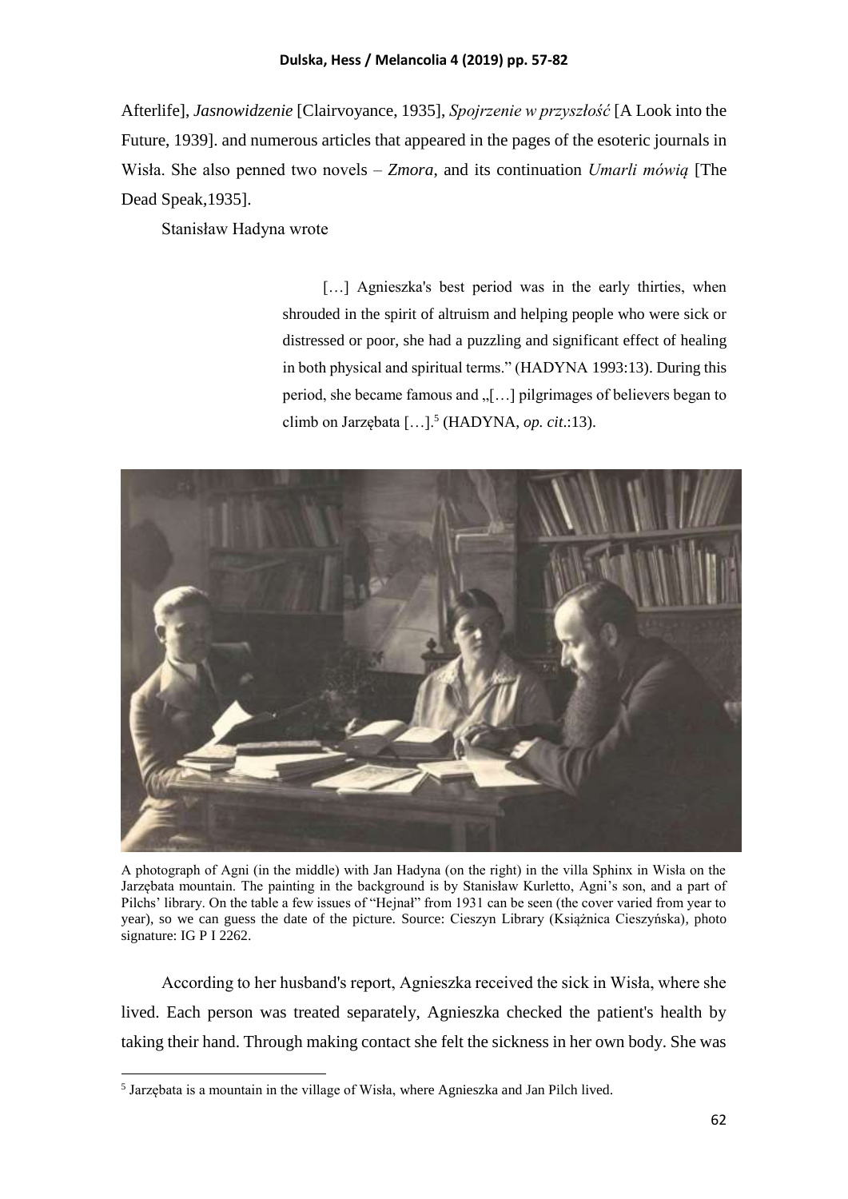Afterlife], *Jasnowidzenie* [Clairvoyance, 1935], *Spojrzenie w przyszłość* [A Look into the Future, 1939]. and numerous articles that appeared in the pages of the esoteric journals in Wisła. She also penned two novels – *Zmora*, and its continuation *Umarli mówią* [The Dead Speak,1935].

Stanisław Hadyna wrote

> […] Agnieszka's best period was in the early thirties, when shrouded in the spirit of altruism and helping people who were sick or distressed or poor, she had a puzzling and significant effect of healing in both physical and spiritual terms." (HADYNA 1993:13). During this period, she became famous and „[…] pilgrimages of believers began to climb on Jarzębata […].[5] (HADYNA, *op. cit*.:13).

A photograph of Agni (in the middle) with Jan Hadyna (on the right) in the villa Sphinx in Wisła on the Jarzębata mountain. The painting in the background is by Stanisław Kurletto, Agni's son, and a part of Pilchs' library. On the table a few issues of "Hejnał" from 1931 can be seen (the cover varied from year to year), so we can guess the date of the picture. Source: Cieszyn Library (Książnica Cieszyńska), photo signature: IG P I 2262.

According to her husband's report, Agnieszka received the sick in Wisła, where she lived. Each person was treated separately, Agnieszka checked the patient's health by taking their hand. Through making contact she felt the sickness in her own body. She was

[5] Jarzębata is a mountain in the village of Wisła, where Agnieszka and Jan Pilch lived.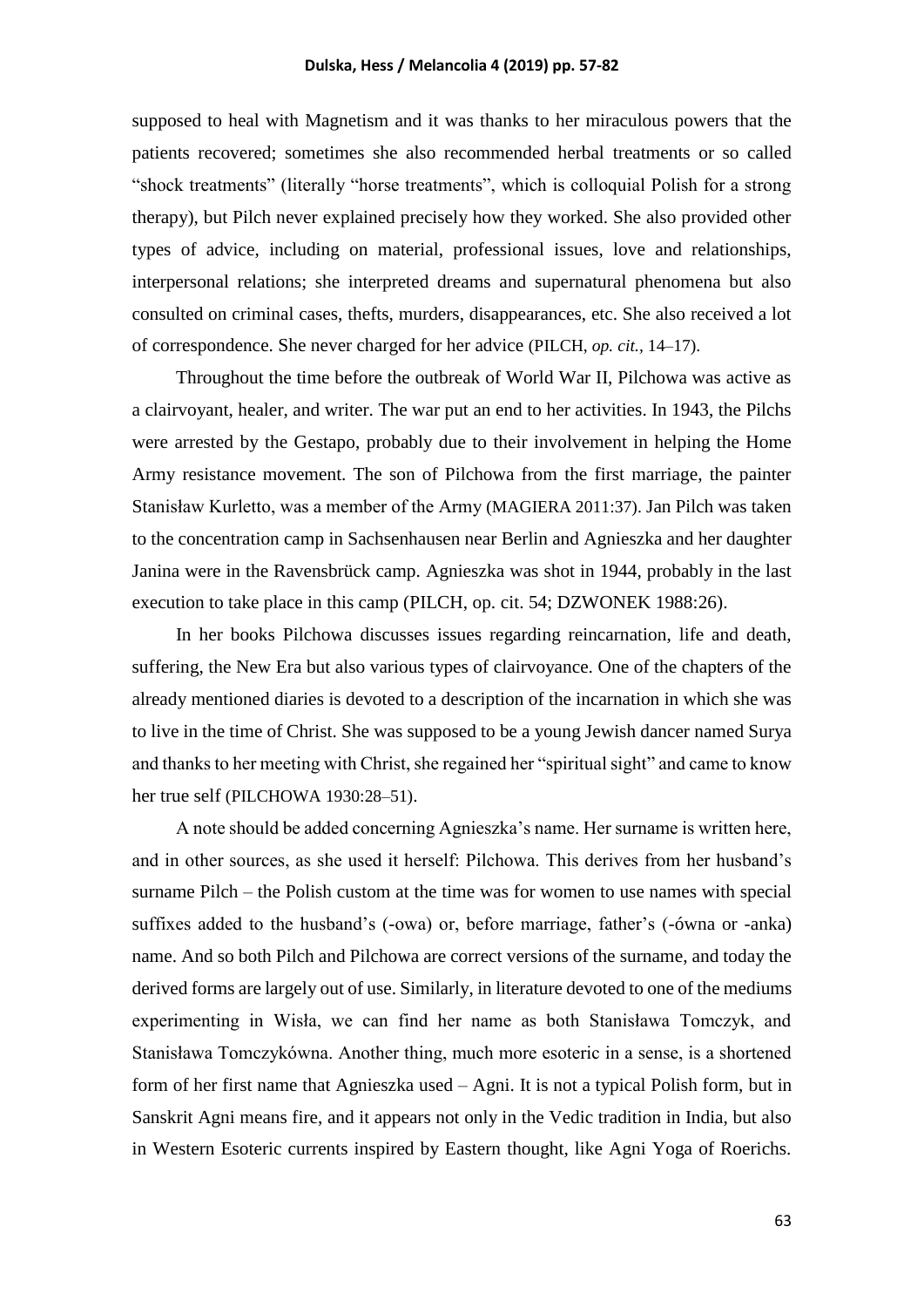supposed to heal with Magnetism and it was thanks to her miraculous powers that the patients recovered; sometimes she also recommended herbal treatments or so called "shock treatments" (literally "horse treatments", which is colloquial Polish for a strong therapy), but Pilch never explained precisely how they worked. She also provided other types of advice, including on material, professional issues, love and relationships, interpersonal relations; she interpreted dreams and supernatural phenomena but also consulted on criminal cases, thefts, murders, disappearances, etc. She also received a lot of correspondence. She never charged for her advice (PILCH, *op. cit.,* 14–17).

Throughout the time before the outbreak of World War II, Pilchowa was active as a clairvoyant, healer, and writer. The war put an end to her activities. In 1943, the Pilchs were arrested by the Gestapo, probably due to their involvement in helping the Home Army resistance movement. The son of Pilchowa from the first marriage, the painter Stanisław Kurletto, was a member of the Army (MAGIERA 2011:37). Jan Pilch was taken to the concentration camp in Sachsenhausen near Berlin and Agnieszka and her daughter Janina were in the Ravensbrück camp. Agnieszka was shot in 1944, probably in the last execution to take place in this camp (PILCH, op. cit. 54; DZWONEK 1988:26).

In her books Pilchowa discusses issues regarding reincarnation, life and death, suffering, the New Era but also various types of clairvoyance. One of the chapters of the already mentioned diaries is devoted to a description of the incarnation in which she was to live in the time of Christ. She was supposed to be a young Jewish dancer named Surya and thanks to her meeting with Christ, she regained her "spiritual sight" and came to know her true self (PILCHOWA 1930:28–51).

A note should be added concerning Agnieszka's name. Her surname is written here, and in other sources, as she used it herself: Pilchowa. This derives from her husband's surname Pilch – the Polish custom at the time was for women to use names with special suffixes added to the husband's (-owa) or, before marriage, father's (-ówna or -anka) name. And so both Pilch and Pilchowa are correct versions of the surname, and today the derived forms are largely out of use. Similarly, in literature devoted to one of the mediums experimenting in Wisła, we can find her name as both Stanisława Tomczyk, and Stanisława Tomczykówna. Another thing, much more esoteric in a sense, is a shortened form of her first name that Agnieszka used – Agni. It is not a typical Polish form, but in Sanskrit Agni means fire, and it appears not only in the Vedic tradition in India, but also in Western Esoteric currents inspired by Eastern thought, like Agni Yoga of Roerichs.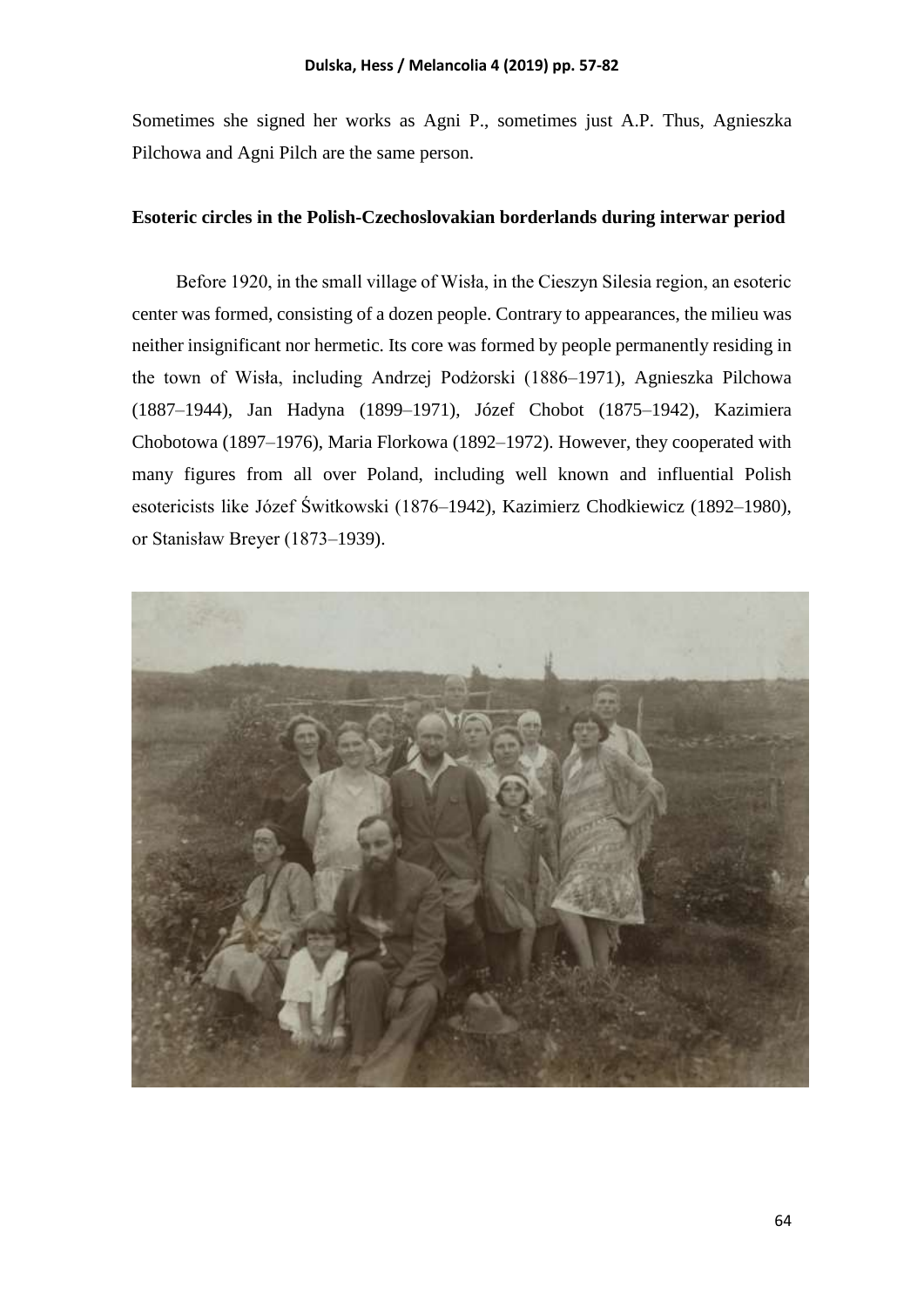Sometimes she signed her works as Agni P., sometimes just A.P. Thus, Agnieszka Pilchowa and Agni Pilch are the same person.

**Esoteric circles in the Polish-Czechoslovakian borderlands during interwar period**

Before 1920, in the small village of Wisła, in the Cieszyn Silesia region, an esoteric center was formed, consisting of a dozen people. Contrary to appearances, the milieu was neither insignificant nor hermetic. Its core was formed by people permanently residing in the town of Wisła, including Andrzej Podżorski (1886–1971), Agnieszka Pilchowa (1887–1944), Jan Hadyna (1899–1971), Józef Chobot (1875–1942), Kazimiera Chobotowa (1897–1976), Maria Florkowa (1892–1972). However, they cooperated with many figures from all over Poland, including well known and influential Polish esotericists like Józef Świtkowski (1876–1942), Kazimierz Chodkiewicz (1892–1980), or Stanisław Breyer (1873–1939).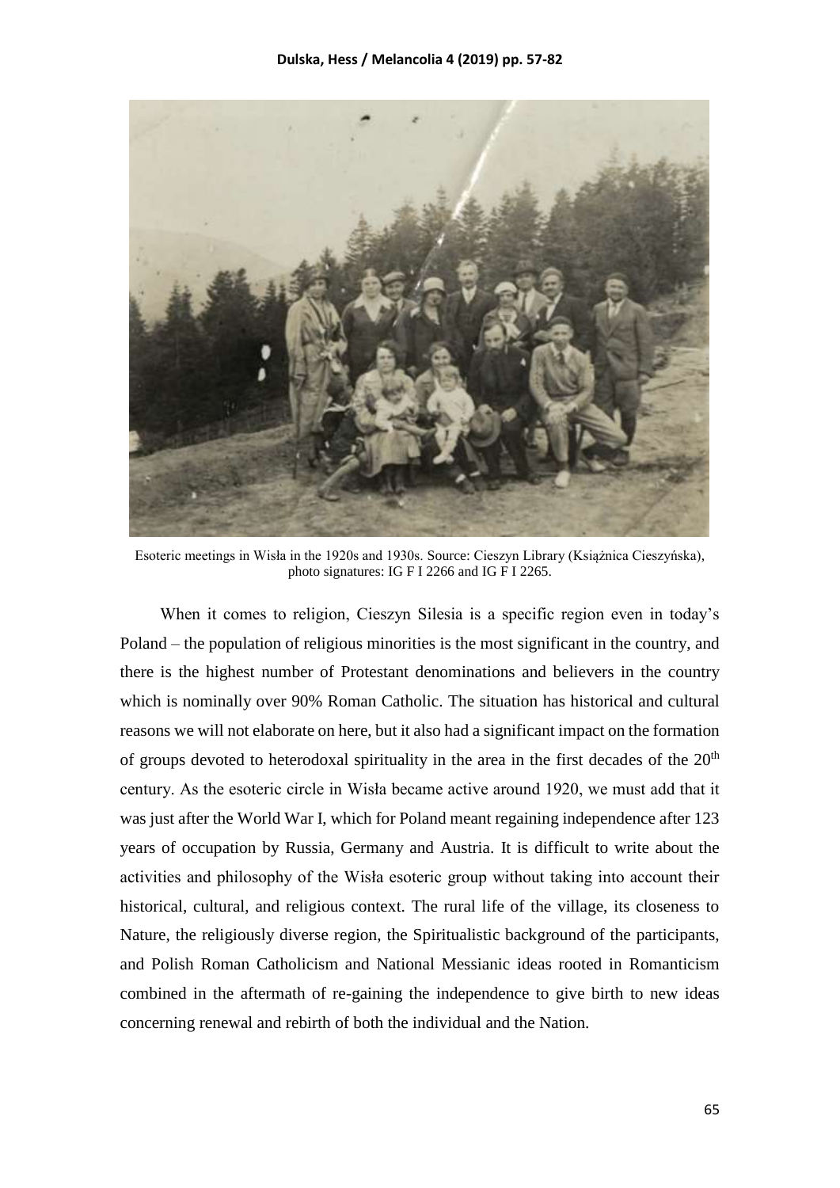Esoteric meetings in Wisła in the 1920s and 1930s. Source: Cieszyn Library (Książnica Cieszyńska), photo signatures: IG F I 2266 and IG F I 2265.

When it comes to religion, Cieszyn Silesia is a specific region even in today's Poland – the population of religious minorities is the most significant in the country, and there is the highest number of Protestant denominations and believers in the country which is nominally over 90% Roman Catholic. The situation has historical and cultural reasons we will not elaborate on here, but it also had a significant impact on the formation of groups devoted to heterodoxal spirituality in the area in the first decades of the 20th century. As the esoteric circle in Wisła became active around 1920, we must add that it was just after the World War I, which for Poland meant regaining independence after 123 years of occupation by Russia, Germany and Austria. It is difficult to write about the activities and philosophy of the Wisła esoteric group without taking into account their historical, cultural, and religious context. The rural life of the village, its closeness to Nature, the religiously diverse region, the Spiritualistic background of the participants, and Polish Roman Catholicism and National Messianic ideas rooted in Romanticism combined in the aftermath of re-gaining the independence to give birth to new ideas concerning renewal and rebirth of both the individual and the Nation.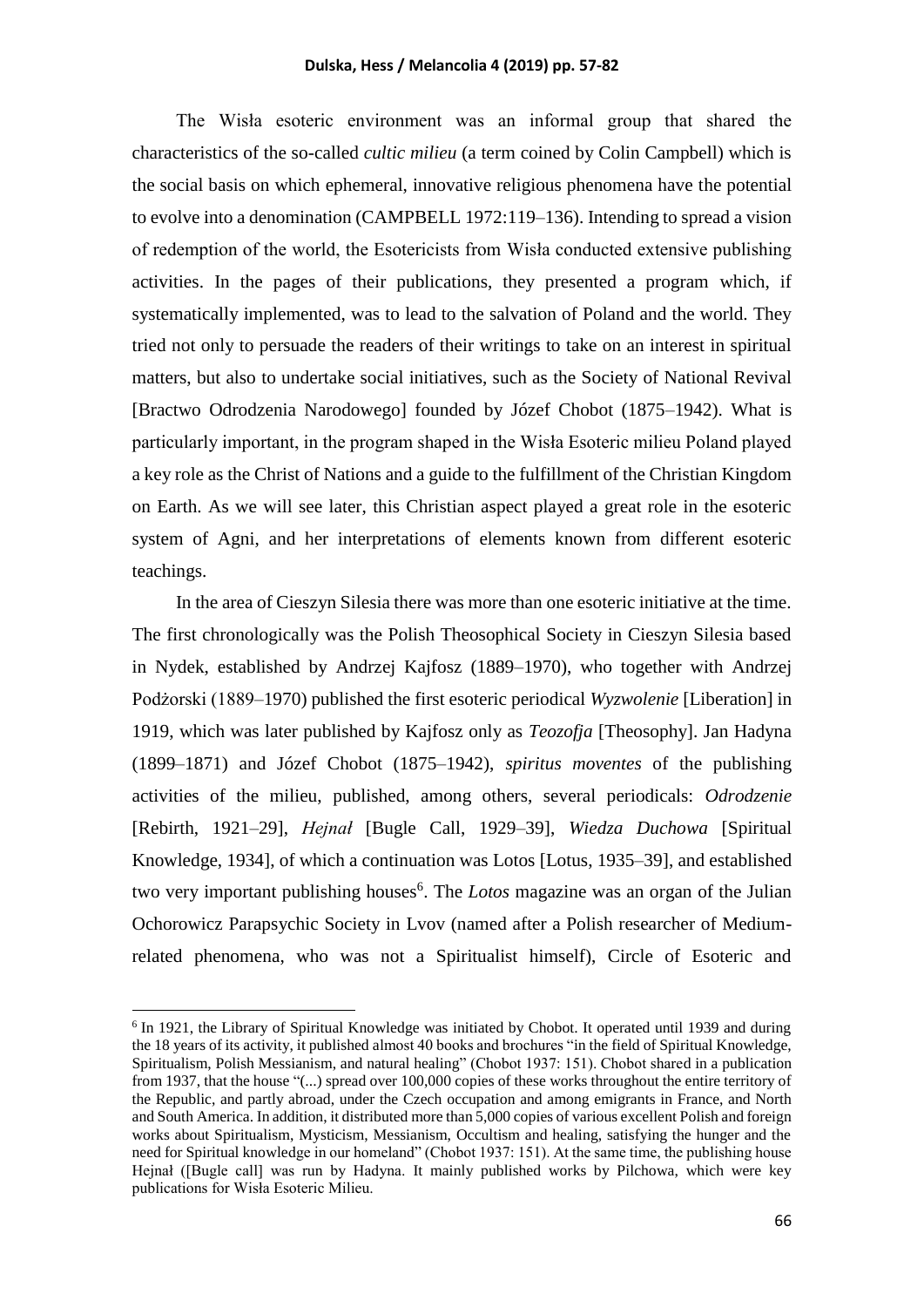The Wisła esoteric environment was an informal group that shared the characteristics of the so-called *cultic milieu* (a term coined by Colin Campbell) which is the social basis on which ephemeral, innovative religious phenomena have the potential to evolve into a denomination (CAMPBELL 1972:119–136). Intending to spread a vision of redemption of the world, the Esotericists from Wisła conducted extensive publishing activities. In the pages of their publications, they presented a program which, if systematically implemented, was to lead to the salvation of Poland and the world. They tried not only to persuade the readers of their writings to take on an interest in spiritual matters, but also to undertake social initiatives, such as the Society of National Revival [Bractwo Odrodzenia Narodowego] founded by Józef Chobot (1875–1942). What is particularly important, in the program shaped in the Wisła Esoteric milieu Poland played a key role as the Christ of Nations and a guide to the fulfillment of the Christian Kingdom on Earth. As we will see later, this Christian aspect played a great role in the esoteric system of Agni, and her interpretations of elements known from different esoteric teachings.

In the area of Cieszyn Silesia there was more than one esoteric initiative at the time. The first chronologically was the Polish Theosophical Society in Cieszyn Silesia based in Nydek, established by Andrzej Kajfosz (1889–1970), who together with Andrzej Podżorski (1889–1970) published the first esoteric periodical *Wyzwolenie* [Liberation] in 1919, which was later published by Kajfosz only as *Teozofja* [Theosophy]. Jan Hadyna (1899–1871) and Józef Chobot (1875–1942), *spiritus moventes* of the publishing activities of the milieu, published, among others, several periodicals: *Odrodzenie* [Rebirth, 1921–29], *Hejnał* [Bugle Call, 1929–39], *Wiedza Duchowa* [Spiritual Knowledge, 1934], of which a continuation was Lotos [Lotus, 1935–39], and established two very important publishing houses[6]. The *Lotos* magazine was an organ of the Julian Ochorowicz Parapsychic Society in Lvov (named after a Polish researcher of Medium-related phenomena, who was not a Spiritualist himself), Circle of Esoteric and

[6] In 1921, the Library of Spiritual Knowledge was initiated by Chobot. It operated until 1939 and during the 18 years of its activity, it published almost 40 books and brochures "in the field of Spiritual Knowledge, Spiritualism, Polish Messianism, and natural healing" (Chobot 1937: 151). Chobot shared in a publication from 1937, that the house "(...) spread over 100,000 copies of these works throughout the entire territory of the Republic, and partly abroad, under the Czech occupation and among emigrants in France, and North and South America. In addition, it distributed more than 5,000 copies of various excellent Polish and foreign works about Spiritualism, Mysticism, Messianism, Occultism and healing, satisfying the hunger and the need for Spiritual knowledge in our homeland" (Chobot 1937: 151). At the same time, the publishing house Hejnał ([Bugle call] was run by Hadyna. It mainly published works by Pilchowa, which were key publications for Wisła Esoteric Milieu.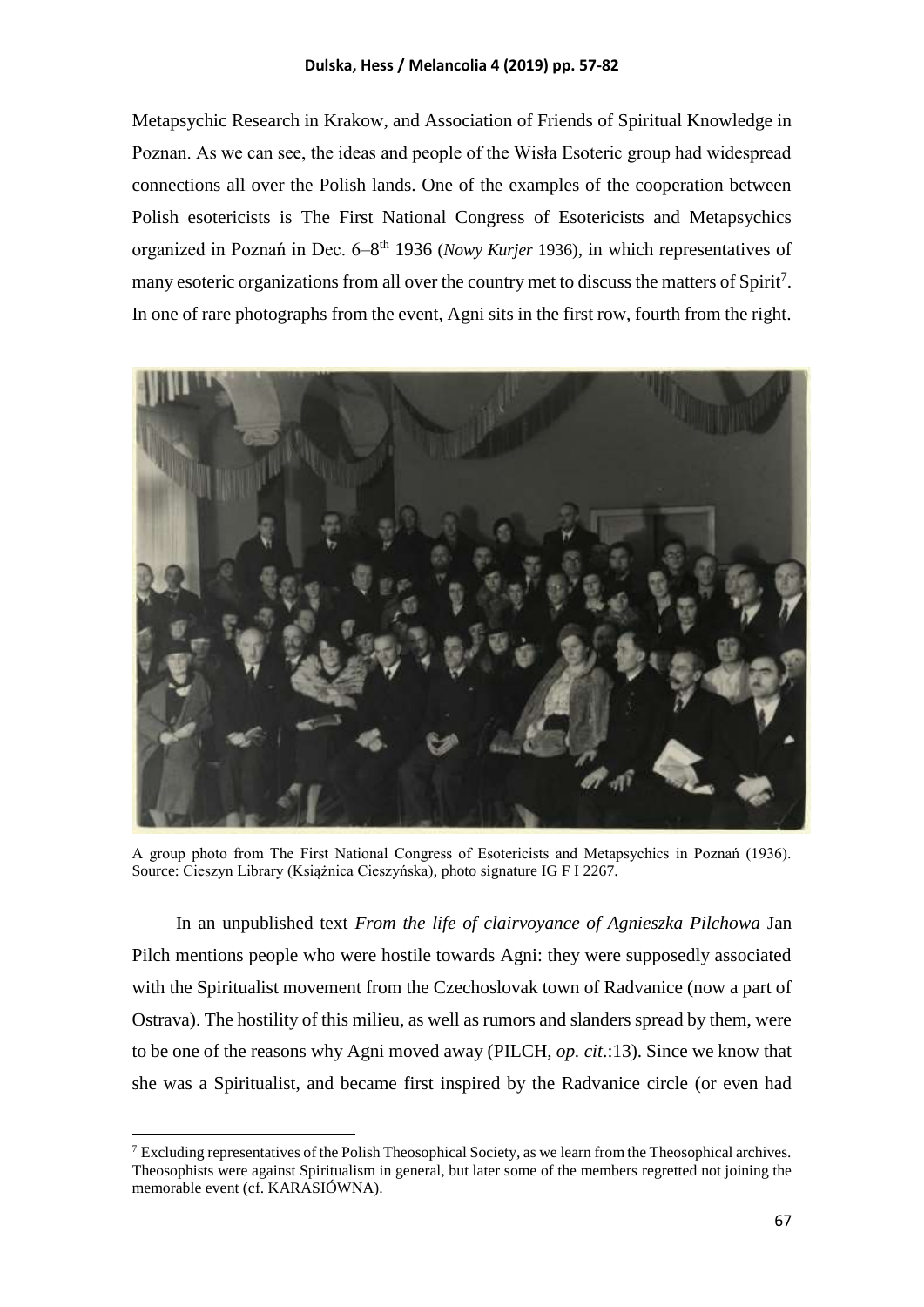Metapsychic Research in Krakow, and Association of Friends of Spiritual Knowledge in Poznan. As we can see, the ideas and people of the Wisła Esoteric group had widespread connections all over the Polish lands. One of the examples of the cooperation between Polish esotericists is The First National Congress of Esotericists and Metapsychics organized in Poznań in Dec. 6–8th 1936 (*Nowy Kurjer* 1936), in which representatives of many esoteric organizations from all over the country met to discuss the matters of Spirit[7]. In one of rare photographs from the event, Agni sits in the first row, fourth from the right.

A group photo from The First National Congress of Esotericists and Metapsychics in Poznań (1936). Source: Cieszyn Library (Książnica Cieszyńska), photo signature IG F I 2267.

In an unpublished text *From the life of clairvoyance of Agnieszka Pilchowa* Jan Pilch mentions people who were hostile towards Agni: they were supposedly associated with the Spiritualist movement from the Czechoslovak town of Radvanice (now a part of Ostrava). The hostility of this milieu, as well as rumors and slanders spread by them, were to be one of the reasons why Agni moved away (PILCH, *op. cit*.:13). Since we know that she was a Spiritualist, and became first inspired by the Radvanice circle (or even had

[7] Excluding representatives of the Polish Theosophical Society, as we learn from the Theosophical archives. Theosophists were against Spiritualism in general, but later some of the members regretted not joining the memorable event (cf. KARASIÓWNA).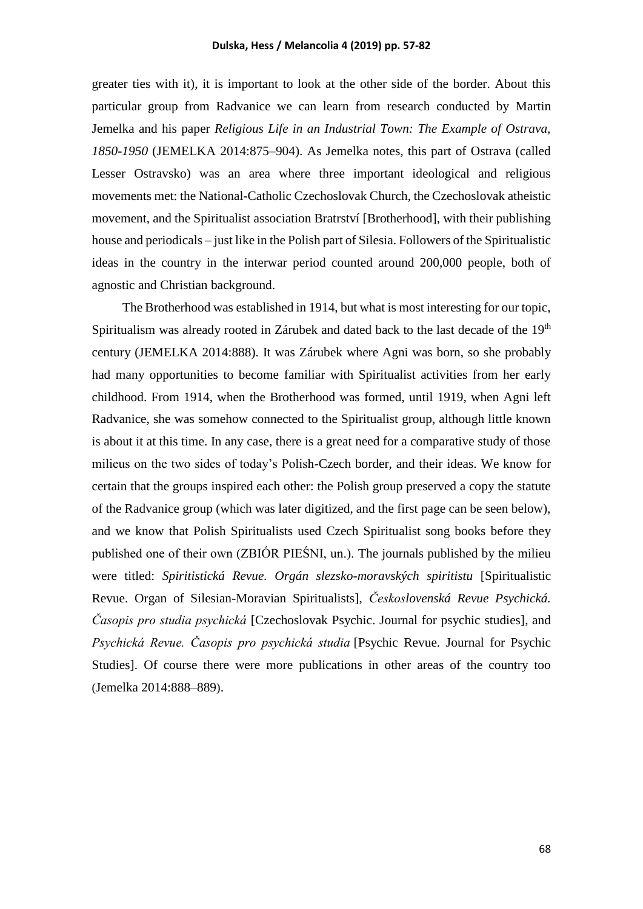greater ties with it), it is important to look at the other side of the border. About this particular group from Radvanice we can learn from research conducted by Martin Jemelka and his paper *Religious Life in an Industrial Town: The Example of Ostrava, 1850-1950* (JEMELKA 2014:875–904). As Jemelka notes, this part of Ostrava (called Lesser Ostravsko) was an area where three important ideological and religious movements met: the National-Catholic Czechoslovak Church, the Czechoslovak atheistic movement, and the Spiritualist association Bratrství [Brotherhood], with their publishing house and periodicals – just like in the Polish part of Silesia. Followers of the Spiritualistic ideas in the country in the interwar period counted around 200,000 people, both of agnostic and Christian background.

The Brotherhood was established in 1914, but what is most interesting for our topic, Spiritualism was already rooted in Zárubek and dated back to the last decade of the 19th century (JEMELKA 2014:888). It was Zárubek where Agni was born, so she probably had many opportunities to become familiar with Spiritualist activities from her early childhood. From 1914, when the Brotherhood was formed, until 1919, when Agni left Radvanice, she was somehow connected to the Spiritualist group, although little known is about it at this time. In any case, there is a great need for a comparative study of those milieus on the two sides of today's Polish-Czech border, and their ideas. We know for certain that the groups inspired each other: the Polish group preserved a copy the statute of the Radvanice group (which was later digitized, and the first page can be seen below), and we know that Polish Spiritualists used Czech Spiritualist song books before they published one of their own (ZBIÓR PIEŚNI, un.). The journals published by the milieu were titled: *Spiritistická Revue. Orgán slezsko-moravských spiritistu* [Spiritualistic Revue. Organ of Silesian-Moravian Spiritualists], *Československá Revue Psychická. Časopis pro studia psychická* [Czechoslovak Psychic. Journal for psychic studies], and *Psychická Revue. Časopis pro psychická studia* [Psychic Revue. Journal for Psychic Studies]. Of course there were more publications in other areas of the country too (Jemelka 2014:888–889).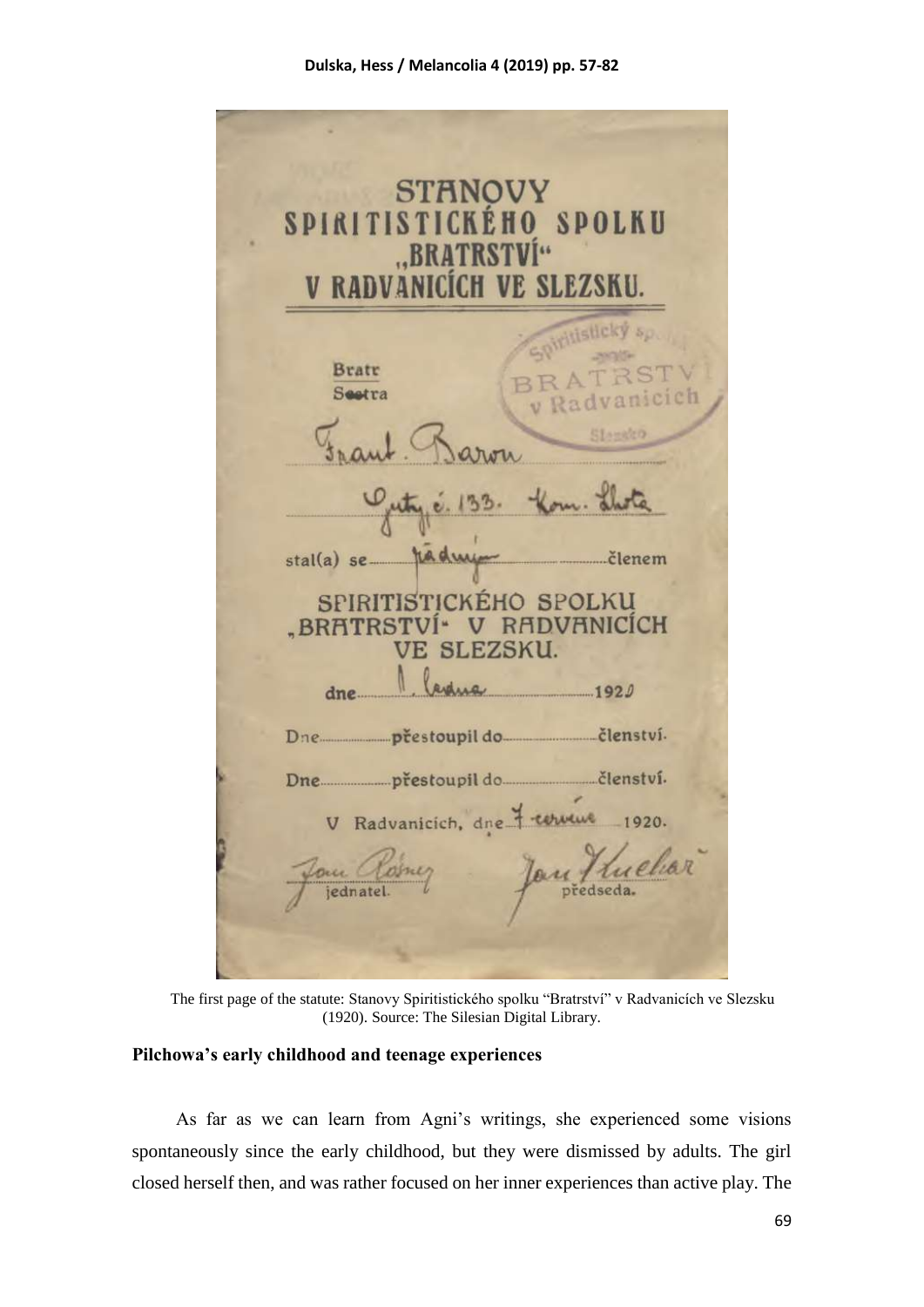The first page of the statute: Stanovy Spiritistického spolku "Bratrství" v Radvanicích ve Slezsku (1920). Source: The Silesian Digital Library.

### Pilchowa's early childhood and teenage experiences

As far as we can learn from Agni's writings, she experienced some visions spontaneously since the early childhood, but they were dismissed by adults. The girl closed herself then, and was rather focused on her inner experiences than active play. The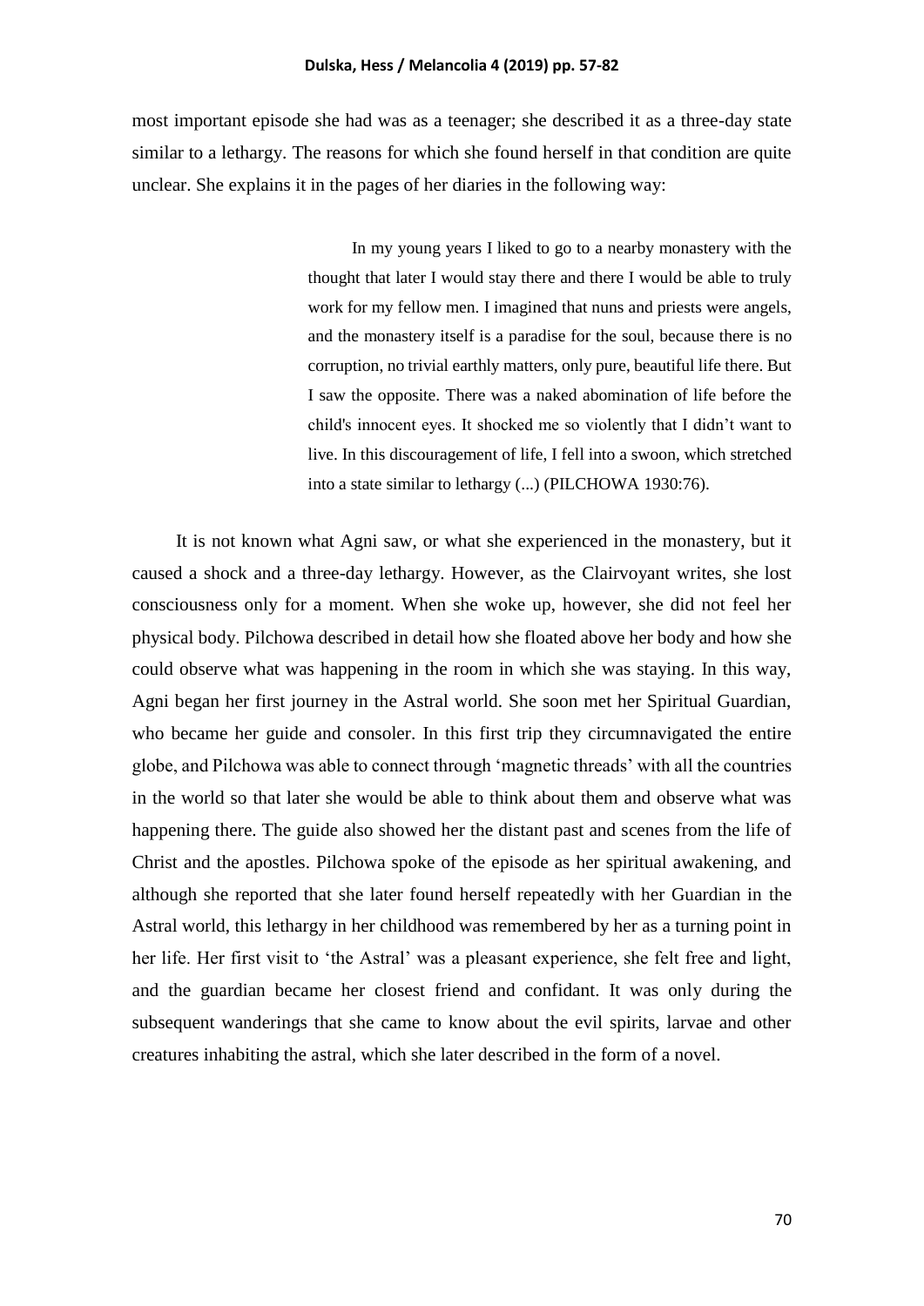most important episode she had was as a teenager; she described it as a three-day state similar to a lethargy. The reasons for which she found herself in that condition are quite unclear. She explains it in the pages of her diaries in the following way:

> In my young years I liked to go to a nearby monastery with the thought that later I would stay there and there I would be able to truly work for my fellow men. I imagined that nuns and priests were angels, and the monastery itself is a paradise for the soul, because there is no corruption, no trivial earthly matters, only pure, beautiful life there. But I saw the opposite. There was a naked abomination of life before the child's innocent eyes. It shocked me so violently that I didn't want to live. In this discouragement of life, I fell into a swoon, which stretched into a state similar to lethargy (...) (PILCHOWA 1930:76).

It is not known what Agni saw, or what she experienced in the monastery, but it caused a shock and a three-day lethargy. However, as the Clairvoyant writes, she lost consciousness only for a moment. When she woke up, however, she did not feel her physical body. Pilchowa described in detail how she floated above her body and how she could observe what was happening in the room in which she was staying. In this way, Agni began her first journey in the Astral world. She soon met her Spiritual Guardian, who became her guide and consoler. In this first trip they circumnavigated the entire globe, and Pilchowa was able to connect through 'magnetic threads' with all the countries in the world so that later she would be able to think about them and observe what was happening there. The guide also showed her the distant past and scenes from the life of Christ and the apostles. Pilchowa spoke of the episode as her spiritual awakening, and although she reported that she later found herself repeatedly with her Guardian in the Astral world, this lethargy in her childhood was remembered by her as a turning point in her life. Her first visit to 'the Astral' was a pleasant experience, she felt free and light, and the guardian became her closest friend and confidant. It was only during the subsequent wanderings that she came to know about the evil spirits, larvae and other creatures inhabiting the astral, which she later described in the form of a novel.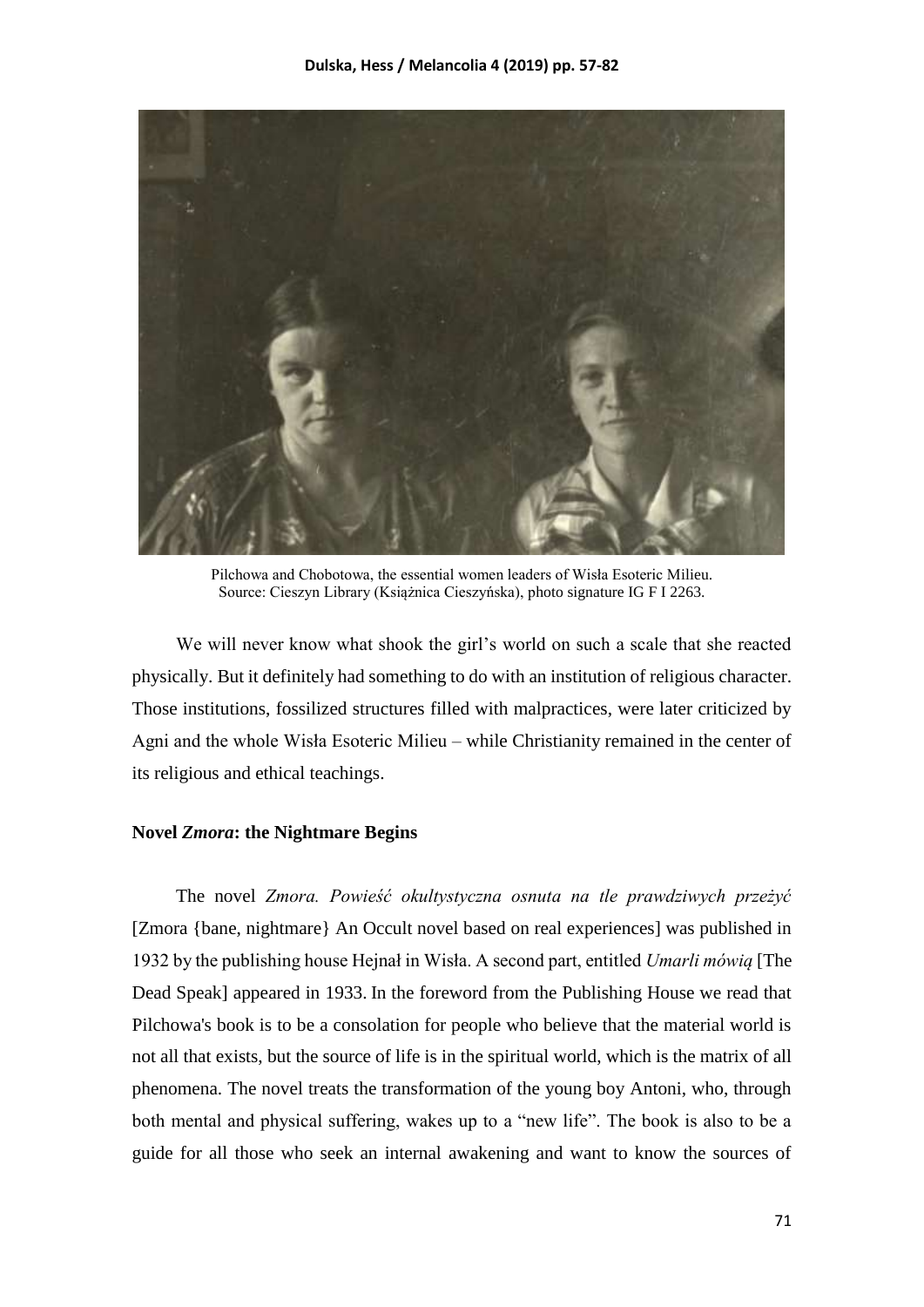Pilchowa and Chobotowa, the essential women leaders of Wisła Esoteric Milieu.
Source: Cieszyn Library (Książnica Cieszyńska), photo signature IG F I 2263.

We will never know what shook the girl's world on such a scale that she reacted physically. But it definitely had something to do with an institution of religious character. Those institutions, fossilized structures filled with malpractices, were later criticized by Agni and the whole Wisła Esoteric Milieu – while Christianity remained in the center of its religious and ethical teachings.

### Novel *Zmora*: the Nightmare Begins

The novel *Zmora. Powieść okultystyczna osnuta na tle prawdziwych przeżyć* [Zmora {bane, nightmare} An Occult novel based on real experiences] was published in 1932 by the publishing house Hejnał in Wisła. A second part, entitled *Umarli mówią* [The Dead Speak] appeared in 1933. In the foreword from the Publishing House we read that Pilchowa's book is to be a consolation for people who believe that the material world is not all that exists, but the source of life is in the spiritual world, which is the matrix of all phenomena. The novel treats the transformation of the young boy Antoni, who, through both mental and physical suffering, wakes up to a "new life". The book is also to be a guide for all those who seek an internal awakening and want to know the sources of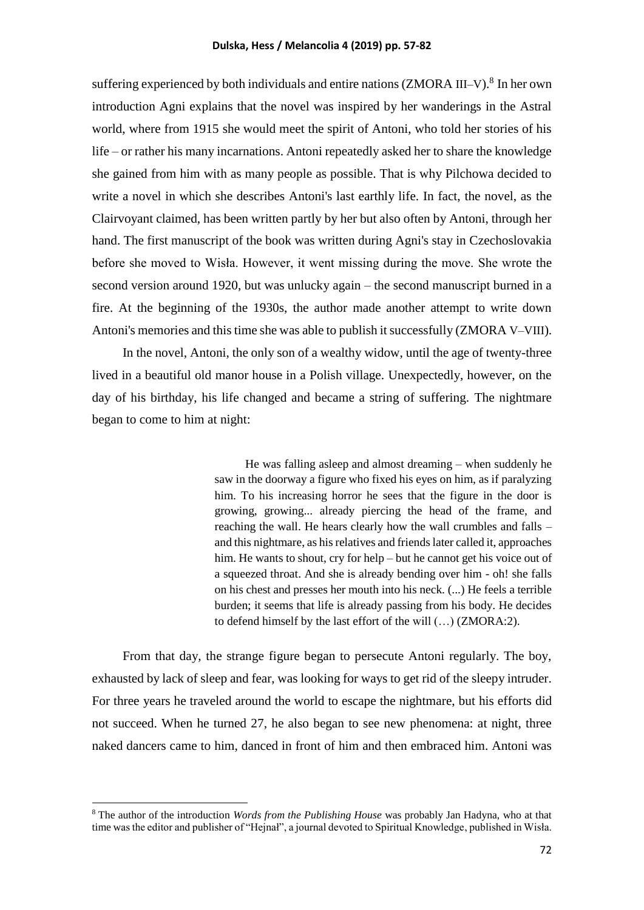suffering experienced by both individuals and entire nations (ZMORA III–V).[8] In her own introduction Agni explains that the novel was inspired by her wanderings in the Astral world, where from 1915 she would meet the spirit of Antoni, who told her stories of his life – or rather his many incarnations. Antoni repeatedly asked her to share the knowledge she gained from him with as many people as possible. That is why Pilchowa decided to write a novel in which she describes Antoni's last earthly life. In fact, the novel, as the Clairvoyant claimed, has been written partly by her but also often by Antoni, through her hand. The first manuscript of the book was written during Agni's stay in Czechoslovakia before she moved to Wisła. However, it went missing during the move. She wrote the second version around 1920, but was unlucky again – the second manuscript burned in a fire. At the beginning of the 1930s, the author made another attempt to write down Antoni's memories and this time she was able to publish it successfully (ZMORA V–VIII).

In the novel, Antoni, the only son of a wealthy widow, until the age of twenty-three lived in a beautiful old manor house in a Polish village. Unexpectedly, however, on the day of his birthday, his life changed and became a string of suffering. The nightmare began to come to him at night:

> He was falling asleep and almost dreaming – when suddenly he saw in the doorway a figure who fixed his eyes on him, as if paralyzing him. To his increasing horror he sees that the figure in the door is growing, growing... already piercing the head of the frame, and reaching the wall. He hears clearly how the wall crumbles and falls – and this nightmare, as his relatives and friends later called it, approaches him. He wants to shout, cry for help – but he cannot get his voice out of a squeezed throat. And she is already bending over him - oh! she falls on his chest and presses her mouth into his neck. (...) He feels a terrible burden; it seems that life is already passing from his body. He decides to defend himself by the last effort of the will (…) (ZMORA:2).

From that day, the strange figure began to persecute Antoni regularly. The boy, exhausted by lack of sleep and fear, was looking for ways to get rid of the sleepy intruder. For three years he traveled around the world to escape the nightmare, but his efforts did not succeed. When he turned 27, he also began to see new phenomena: at night, three naked dancers came to him, danced in front of him and then embraced him. Antoni was

---

[8] The author of the introduction *Words from the Publishing House* was probably Jan Hadyna, who at that time was the editor and publisher of "Hejnał", a journal devoted to Spiritual Knowledge, published in Wisła.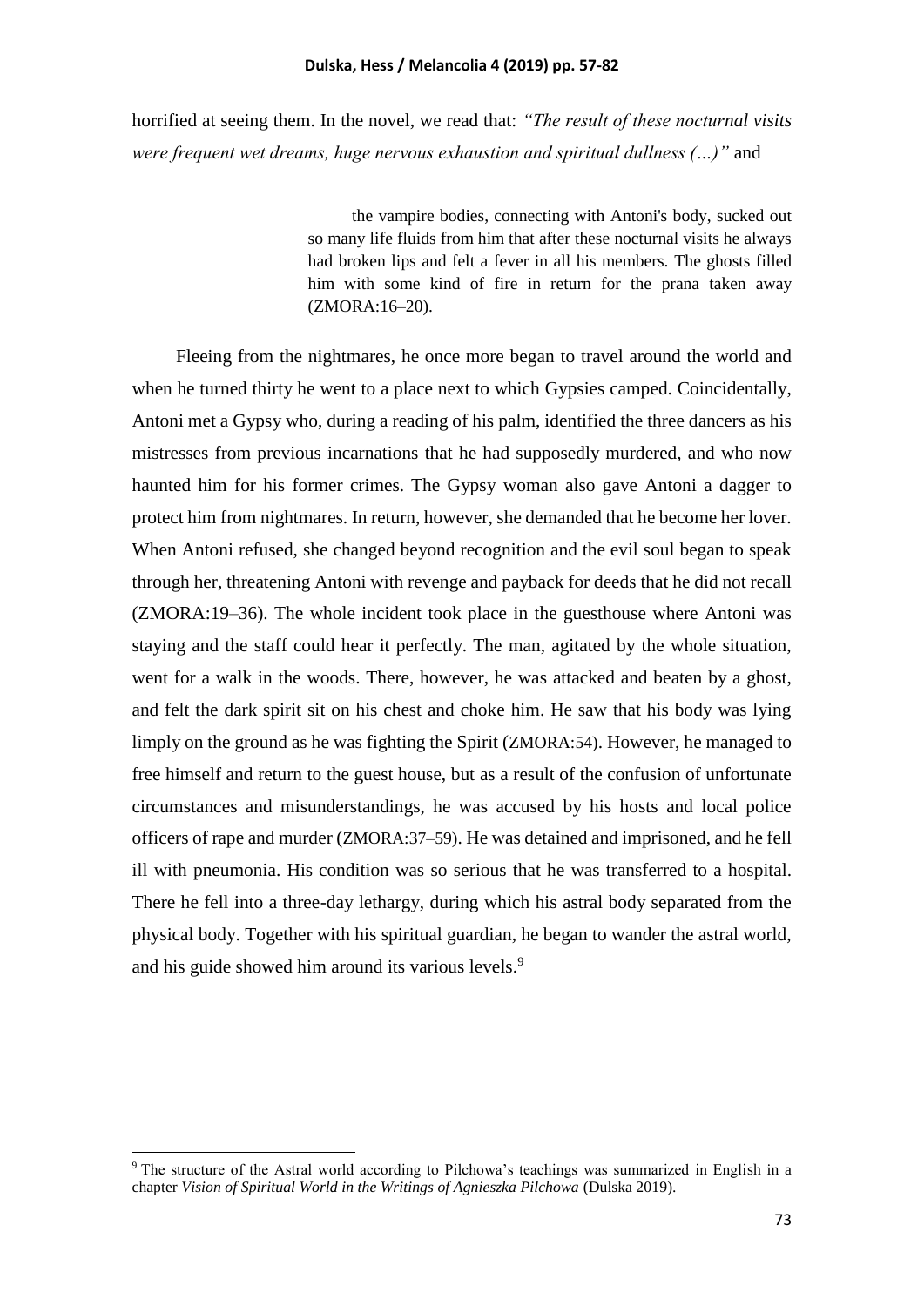horrified at seeing them. In the novel, we read that: *"The result of these nocturnal visits were frequent wet dreams, huge nervous exhaustion and spiritual dullness (…)"* and

> the vampire bodies, connecting with Antoni's body, sucked out so many life fluids from him that after these nocturnal visits he always had broken lips and felt a fever in all his members. The ghosts filled him with some kind of fire in return for the prana taken away (ZMORA:16–20).

Fleeing from the nightmares, he once more began to travel around the world and when he turned thirty he went to a place next to which Gypsies camped. Coincidentally, Antoni met a Gypsy who, during a reading of his palm, identified the three dancers as his mistresses from previous incarnations that he had supposedly murdered, and who now haunted him for his former crimes. The Gypsy woman also gave Antoni a dagger to protect him from nightmares. In return, however, she demanded that he become her lover. When Antoni refused, she changed beyond recognition and the evil soul began to speak through her, threatening Antoni with revenge and payback for deeds that he did not recall (ZMORA:19–36). The whole incident took place in the guesthouse where Antoni was staying and the staff could hear it perfectly. The man, agitated by the whole situation, went for a walk in the woods. There, however, he was attacked and beaten by a ghost, and felt the dark spirit sit on his chest and choke him. He saw that his body was lying limply on the ground as he was fighting the Spirit (ZMORA:54). However, he managed to free himself and return to the guest house, but as a result of the confusion of unfortunate circumstances and misunderstandings, he was accused by his hosts and local police officers of rape and murder (ZMORA:37–59). He was detained and imprisoned, and he fell ill with pneumonia. His condition was so serious that he was transferred to a hospital. There he fell into a three-day lethargy, during which his astral body separated from the physical body. Together with his spiritual guardian, he began to wander the astral world, and his guide showed him around its various levels.[9]

[9] The structure of the Astral world according to Pilchowa's teachings was summarized in English in a chapter *Vision of Spiritual World in the Writings of Agnieszka Pilchowa* (Dulska 2019).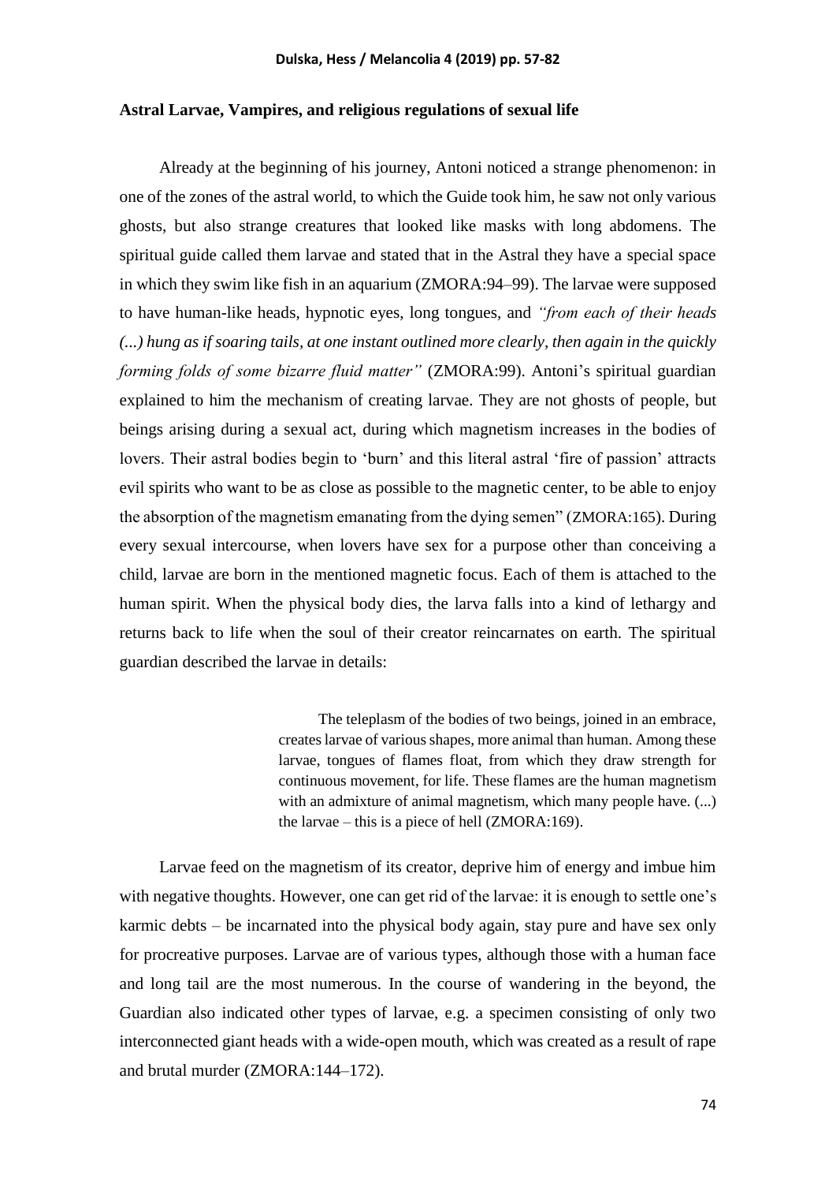**Astral Larvae, Vampires, and religious regulations of sexual life**

Already at the beginning of his journey, Antoni noticed a strange phenomenon: in one of the zones of the astral world, to which the Guide took him, he saw not only various ghosts, but also strange creatures that looked like masks with long abdomens. The spiritual guide called them larvae and stated that in the Astral they have a special space in which they swim like fish in an aquarium (ZMORA:94–99). The larvae were supposed to have human-like heads, hypnotic eyes, long tongues, and *"from each of their heads (...) hung as if soaring tails, at one instant outlined more clearly, then again in the quickly forming folds of some bizarre fluid matter"* (ZMORA:99). Antoni's spiritual guardian explained to him the mechanism of creating larvae. They are not ghosts of people, but beings arising during a sexual act, during which magnetism increases in the bodies of lovers. Their astral bodies begin to 'burn' and this literal astral 'fire of passion' attracts evil spirits who want to be as close as possible to the magnetic center, to be able to enjoy the absorption of the magnetism emanating from the dying semen" (ZMORA:165). During every sexual intercourse, when lovers have sex for a purpose other than conceiving a child, larvae are born in the mentioned magnetic focus. Each of them is attached to the human spirit. When the physical body dies, the larva falls into a kind of lethargy and returns back to life when the soul of their creator reincarnates on earth. The spiritual guardian described the larvae in details:

> The teleplasm of the bodies of two beings, joined in an embrace, creates larvae of various shapes, more animal than human. Among these larvae, tongues of flames float, from which they draw strength for continuous movement, for life. These flames are the human magnetism with an admixture of animal magnetism, which many people have. (...) the larvae – this is a piece of hell (ZMORA:169).

Larvae feed on the magnetism of its creator, deprive him of energy and imbue him with negative thoughts. However, one can get rid of the larvae: it is enough to settle one's karmic debts – be incarnated into the physical body again, stay pure and have sex only for procreative purposes. Larvae are of various types, although those with a human face and long tail are the most numerous. In the course of wandering in the beyond, the Guardian also indicated other types of larvae, e.g. a specimen consisting of only two interconnected giant heads with a wide-open mouth, which was created as a result of rape and brutal murder (ZMORA:144–172).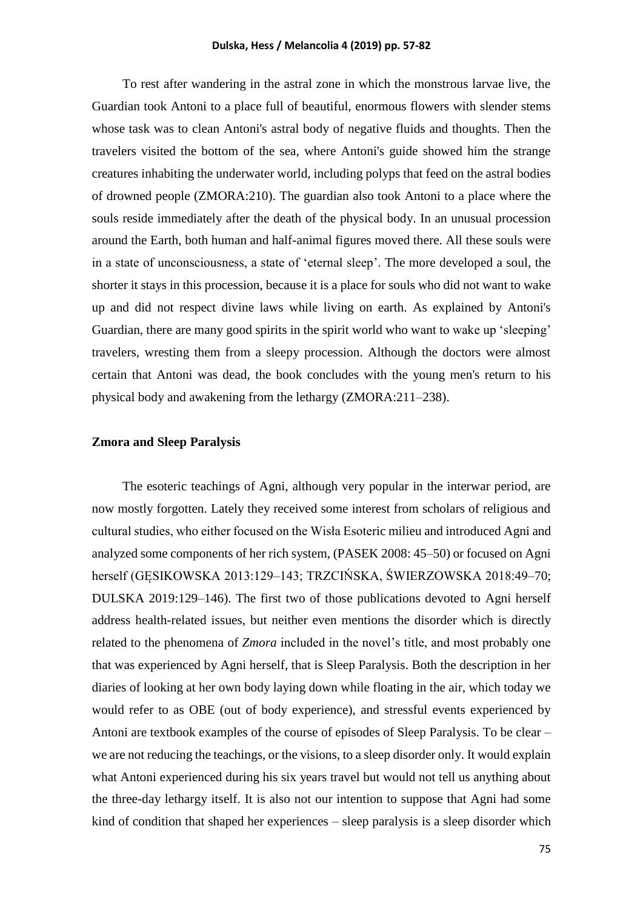To rest after wandering in the astral zone in which the monstrous larvae live, the Guardian took Antoni to a place full of beautiful, enormous flowers with slender stems whose task was to clean Antoni's astral body of negative fluids and thoughts. Then the travelers visited the bottom of the sea, where Antoni's guide showed him the strange creatures inhabiting the underwater world, including polyps that feed on the astral bodies of drowned people (ZMORA:210). The guardian also took Antoni to a place where the souls reside immediately after the death of the physical body. In an unusual procession around the Earth, both human and half-animal figures moved there. All these souls were in a state of unconsciousness, a state of 'eternal sleep'. The more developed a soul, the shorter it stays in this procession, because it is a place for souls who did not want to wake up and did not respect divine laws while living on earth. As explained by Antoni's Guardian, there are many good spirits in the spirit world who want to wake up 'sleeping' travelers, wresting them from a sleepy procession. Although the doctors were almost certain that Antoni was dead, the book concludes with the young men's return to his physical body and awakening from the lethargy (ZMORA:211–238).

## Zmora and Sleep Paralysis

The esoteric teachings of Agni, although very popular in the interwar period, are now mostly forgotten. Lately they received some interest from scholars of religious and cultural studies, who either focused on the Wisła Esoteric milieu and introduced Agni and analyzed some components of her rich system, (PASEK 2008: 45–50) or focused on Agni herself (GĘSIKOWSKA 2013:129–143; TRZCIŃSKA, ŚWIERZOWSKA 2018:49–70; DULSKA 2019:129–146). The first two of those publications devoted to Agni herself address health-related issues, but neither even mentions the disorder which is directly related to the phenomena of *Zmora* included in the novel's title, and most probably one that was experienced by Agni herself, that is Sleep Paralysis. Both the description in her diaries of looking at her own body laying down while floating in the air, which today we would refer to as OBE (out of body experience), and stressful events experienced by Antoni are textbook examples of the course of episodes of Sleep Paralysis. To be clear – we are not reducing the teachings, or the visions, to a sleep disorder only. It would explain what Antoni experienced during his six years travel but would not tell us anything about the three-day lethargy itself. It is also not our intention to suppose that Agni had some kind of condition that shaped her experiences – sleep paralysis is a sleep disorder which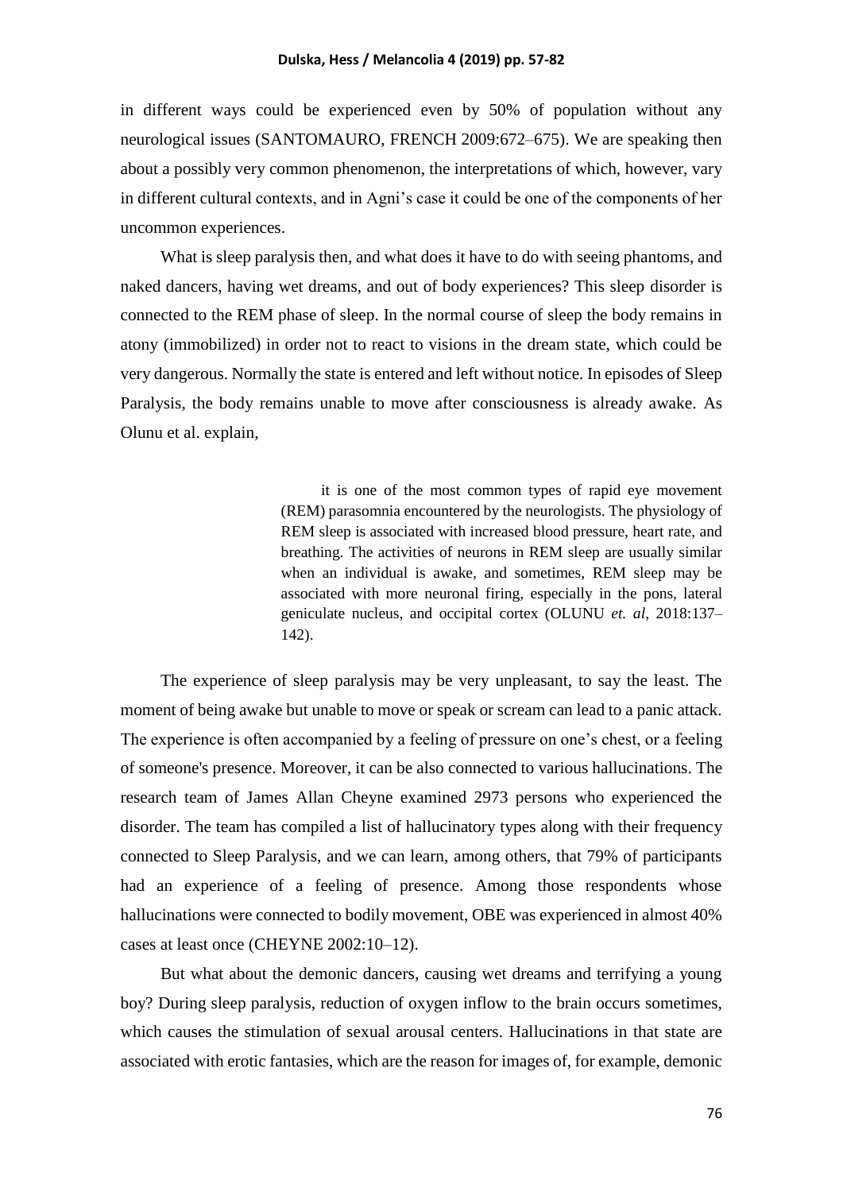in different ways could be experienced even by 50% of population without any neurological issues (SANTOMAURO, FRENCH 2009:672–675). We are speaking then about a possibly very common phenomenon, the interpretations of which, however, vary in different cultural contexts, and in Agni's case it could be one of the components of her uncommon experiences.

What is sleep paralysis then, and what does it have to do with seeing phantoms, and naked dancers, having wet dreams, and out of body experiences? This sleep disorder is connected to the REM phase of sleep. In the normal course of sleep the body remains in atony (immobilized) in order not to react to visions in the dream state, which could be very dangerous. Normally the state is entered and left without notice. In episodes of Sleep Paralysis, the body remains unable to move after consciousness is already awake. As Olunu et al. explain,

> it is one of the most common types of rapid eye movement (REM) parasomnia encountered by the neurologists. The physiology of REM sleep is associated with increased blood pressure, heart rate, and breathing. The activities of neurons in REM sleep are usually similar when an individual is awake, and sometimes, REM sleep may be associated with more neuronal firing, especially in the pons, lateral geniculate nucleus, and occipital cortex (OLUNU *et. al*, 2018:137–142).

The experience of sleep paralysis may be very unpleasant, to say the least. The moment of being awake but unable to move or speak or scream can lead to a panic attack. The experience is often accompanied by a feeling of pressure on one's chest, or a feeling of someone's presence. Moreover, it can be also connected to various hallucinations. The research team of James Allan Cheyne examined 2973 persons who experienced the disorder. The team has compiled a list of hallucinatory types along with their frequency connected to Sleep Paralysis, and we can learn, among others, that 79% of participants had an experience of a feeling of presence. Among those respondents whose hallucinations were connected to bodily movement, OBE was experienced in almost 40% cases at least once (CHEYNE 2002:10–12).

But what about the demonic dancers, causing wet dreams and terrifying a young boy? During sleep paralysis, reduction of oxygen inflow to the brain occurs sometimes, which causes the stimulation of sexual arousal centers. Hallucinations in that state are associated with erotic fantasies, which are the reason for images of, for example, demonic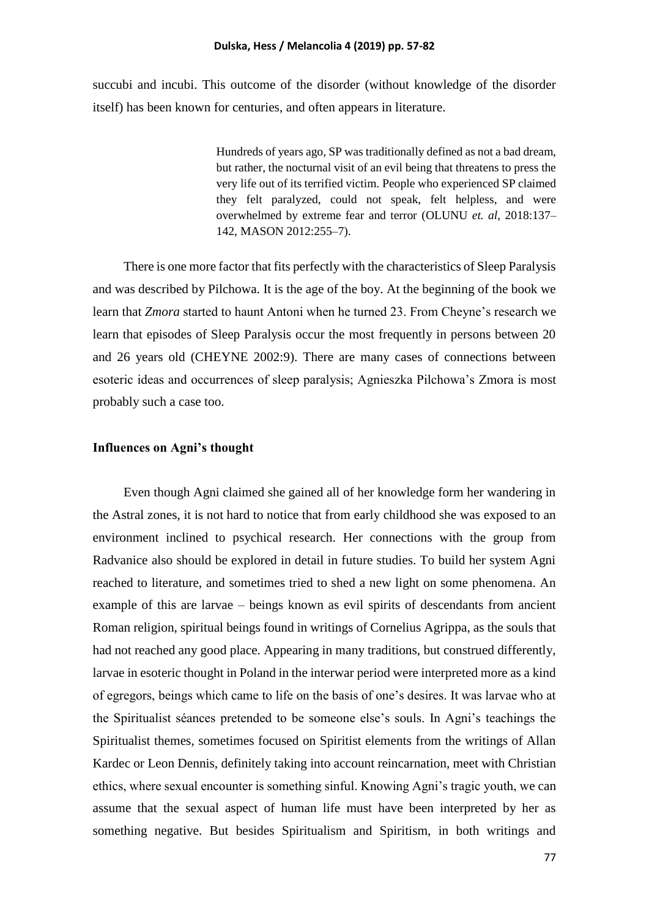succubi and incubi. This outcome of the disorder (without knowledge of the disorder itself) has been known for centuries, and often appears in literature.

> Hundreds of years ago, SP was traditionally defined as not a bad dream, but rather, the nocturnal visit of an evil being that threatens to press the very life out of its terrified victim. People who experienced SP claimed they felt paralyzed, could not speak, felt helpless, and were overwhelmed by extreme fear and terror (OLUNU *et. al*, 2018:137–142, MASON 2012:255–7).

There is one more factor that fits perfectly with the characteristics of Sleep Paralysis and was described by Pilchowa. It is the age of the boy. At the beginning of the book we learn that *Zmora* started to haunt Antoni when he turned 23. From Cheyne's research we learn that episodes of Sleep Paralysis occur the most frequently in persons between 20 and 26 years old (CHEYNE 2002:9). There are many cases of connections between esoteric ideas and occurrences of sleep paralysis; Agnieszka Pilchowa's Zmora is most probably such a case too.

**Influences on Agni's thought**

Even though Agni claimed she gained all of her knowledge form her wandering in the Astral zones, it is not hard to notice that from early childhood she was exposed to an environment inclined to psychical research. Her connections with the group from Radvanice also should be explored in detail in future studies. To build her system Agni reached to literature, and sometimes tried to shed a new light on some phenomena. An example of this are larvae – beings known as evil spirits of descendants from ancient Roman religion, spiritual beings found in writings of Cornelius Agrippa, as the souls that had not reached any good place. Appearing in many traditions, but construed differently, larvae in esoteric thought in Poland in the interwar period were interpreted more as a kind of egregors, beings which came to life on the basis of one's desires. It was larvae who at the Spiritualist séances pretended to be someone else's souls. In Agni's teachings the Spiritualist themes, sometimes focused on Spiritist elements from the writings of Allan Kardec or Leon Dennis, definitely taking into account reincarnation, meet with Christian ethics, where sexual encounter is something sinful. Knowing Agni's tragic youth, we can assume that the sexual aspect of human life must have been interpreted by her as something negative. But besides Spiritualism and Spiritism, in both writings and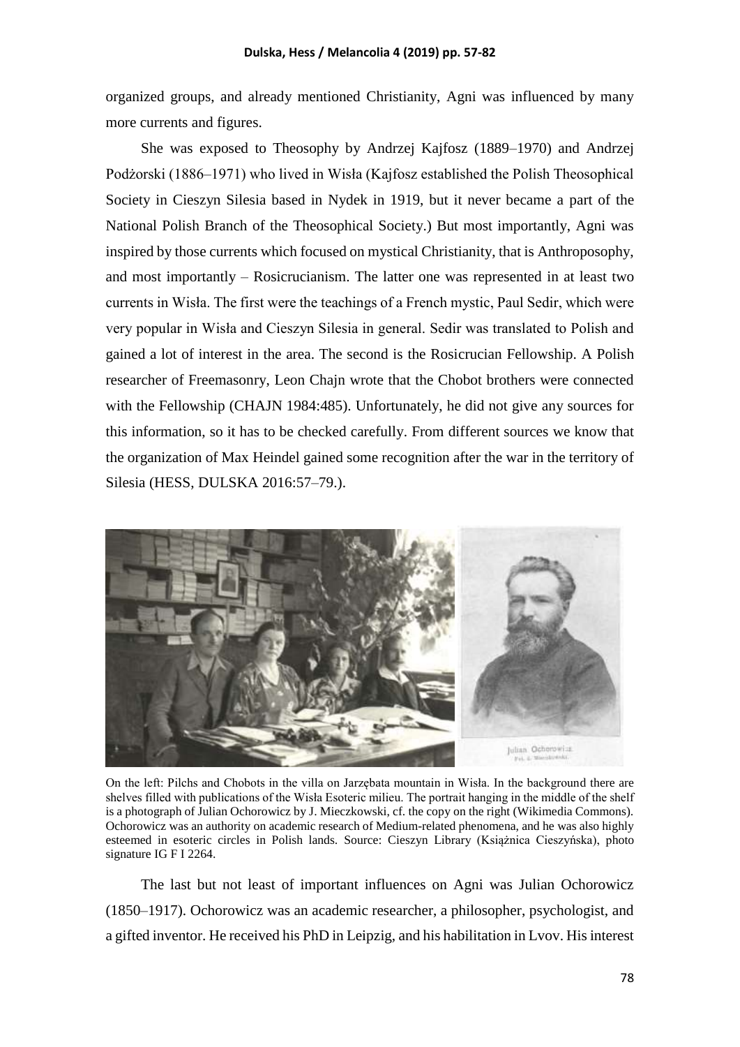organized groups, and already mentioned Christianity, Agni was influenced by many more currents and figures.

She was exposed to Theosophy by Andrzej Kajfosz (1889–1970) and Andrzej Podżorski (1886–1971) who lived in Wisła (Kajfosz established the Polish Theosophical Society in Cieszyn Silesia based in Nydek in 1919, but it never became a part of the National Polish Branch of the Theosophical Society.) But most importantly, Agni was inspired by those currents which focused on mystical Christianity, that is Anthroposophy, and most importantly – Rosicrucianism. The latter one was represented in at least two currents in Wisła. The first were the teachings of a French mystic, Paul Sedir, which were very popular in Wisła and Cieszyn Silesia in general. Sedir was translated to Polish and gained a lot of interest in the area. The second is the Rosicrucian Fellowship. A Polish researcher of Freemasonry, Leon Chajn wrote that the Chobot brothers were connected with the Fellowship (CHAJN 1984:485). Unfortunately, he did not give any sources for this information, so it has to be checked carefully. From different sources we know that the organization of Max Heindel gained some recognition after the war in the territory of Silesia (HESS, DULSKA 2016:57–79.).

On the left: Pilchs and Chobots in the villa on Jarzębata mountain in Wisła. In the background there are shelves filled with publications of the Wisła Esoteric milieu. The portrait hanging in the middle of the shelf is a photograph of Julian Ochorowicz by J. Mieczkowski, cf. the copy on the right (Wikimedia Commons). Ochorowicz was an authority on academic research of Medium-related phenomena, and he was also highly esteemed in esoteric circles in Polish lands. Source: Cieszyn Library (Książnica Cieszyńska), photo signature IG F I 2264.

The last but not least of important influences on Agni was Julian Ochorowicz (1850–1917). Ochorowicz was an academic researcher, a philosopher, psychologist, and a gifted inventor. He received his PhD in Leipzig, and his habilitation in Lvov. His interest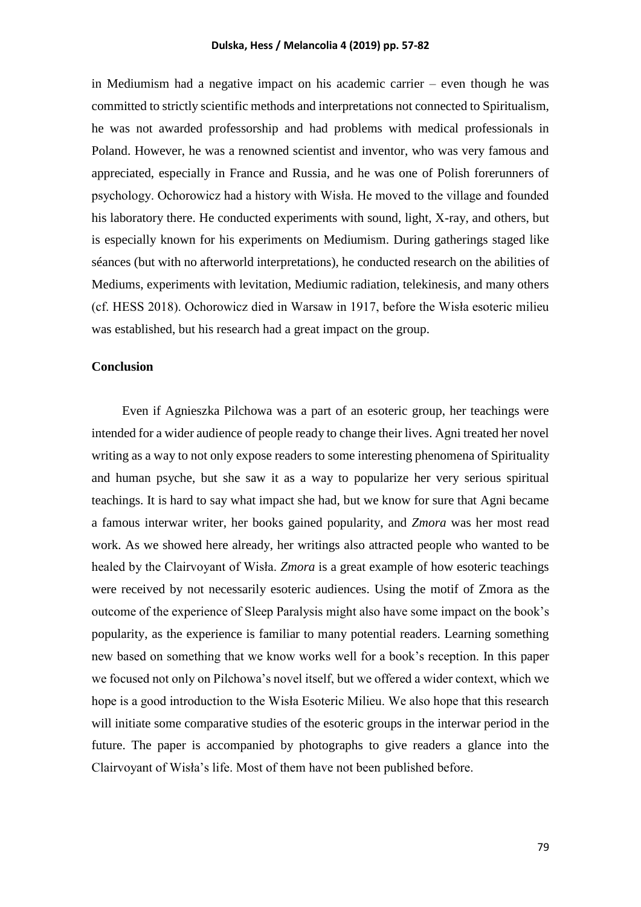in Mediumism had a negative impact on his academic carrier – even though he was committed to strictly scientific methods and interpretations not connected to Spiritualism, he was not awarded professorship and had problems with medical professionals in Poland. However, he was a renowned scientist and inventor, who was very famous and appreciated, especially in France and Russia, and he was one of Polish forerunners of psychology. Ochorowicz had a history with Wisła. He moved to the village and founded his laboratory there. He conducted experiments with sound, light, X-ray, and others, but is especially known for his experiments on Mediumism. During gatherings staged like séances (but with no afterworld interpretations), he conducted research on the abilities of Mediums, experiments with levitation, Mediumic radiation, telekinesis, and many others (cf. HESS 2018). Ochorowicz died in Warsaw in 1917, before the Wisła esoteric milieu was established, but his research had a great impact on the group.

## Conclusion

Even if Agnieszka Pilchowa was a part of an esoteric group, her teachings were intended for a wider audience of people ready to change their lives. Agni treated her novel writing as a way to not only expose readers to some interesting phenomena of Spirituality and human psyche, but she saw it as a way to popularize her very serious spiritual teachings. It is hard to say what impact she had, but we know for sure that Agni became a famous interwar writer, her books gained popularity, and *Zmora* was her most read work. As we showed here already, her writings also attracted people who wanted to be healed by the Clairvoyant of Wisła. *Zmora* is a great example of how esoteric teachings were received by not necessarily esoteric audiences. Using the motif of Zmora as the outcome of the experience of Sleep Paralysis might also have some impact on the book's popularity, as the experience is familiar to many potential readers. Learning something new based on something that we know works well for a book's reception. In this paper we focused not only on Pilchowa's novel itself, but we offered a wider context, which we hope is a good introduction to the Wisła Esoteric Milieu. We also hope that this research will initiate some comparative studies of the esoteric groups in the interwar period in the future. The paper is accompanied by photographs to give readers a glance into the Clairvoyant of Wisła's life. Most of them have not been published before.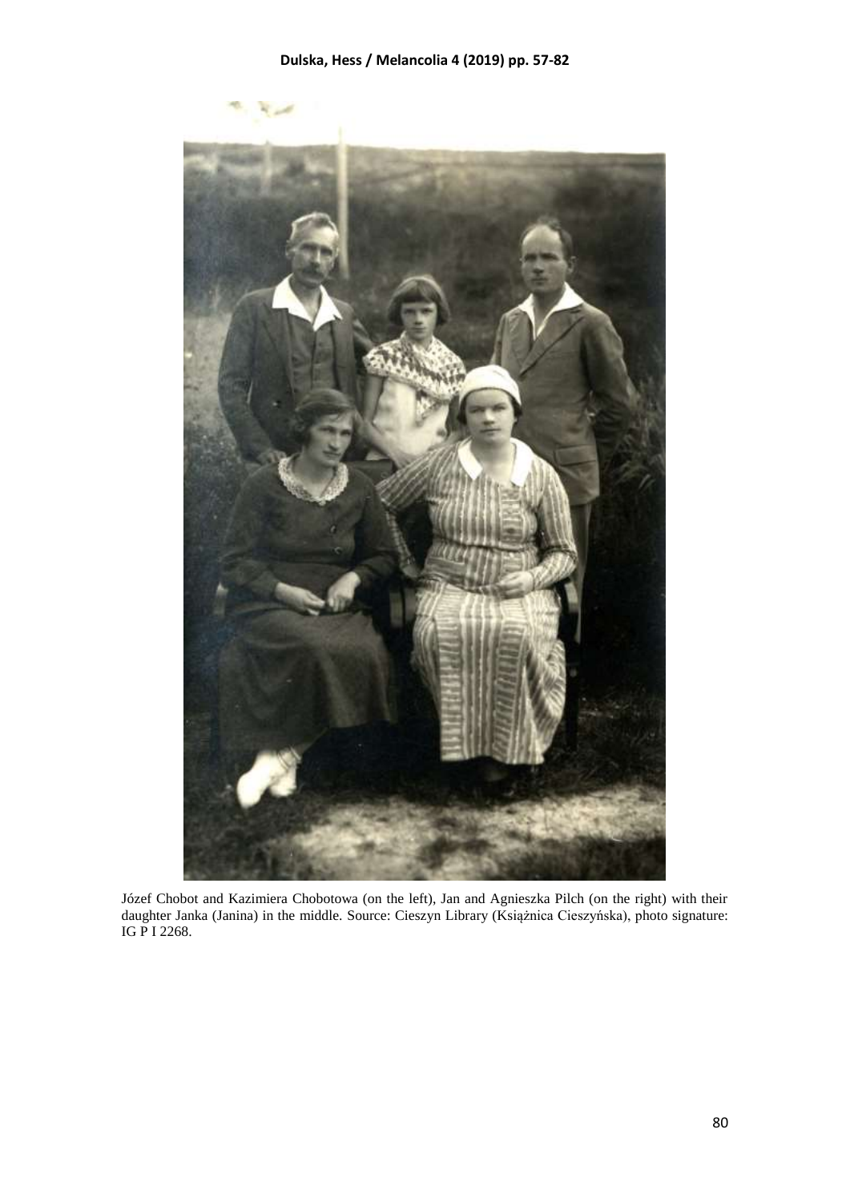Józef Chobot and Kazimiera Chobotowa (on the left), Jan and Agnieszka Pilch (on the right) with their daughter Janka (Janina) in the middle. Source: Cieszyn Library (Książnica Cieszyńska), photo signature: IG P I 2268.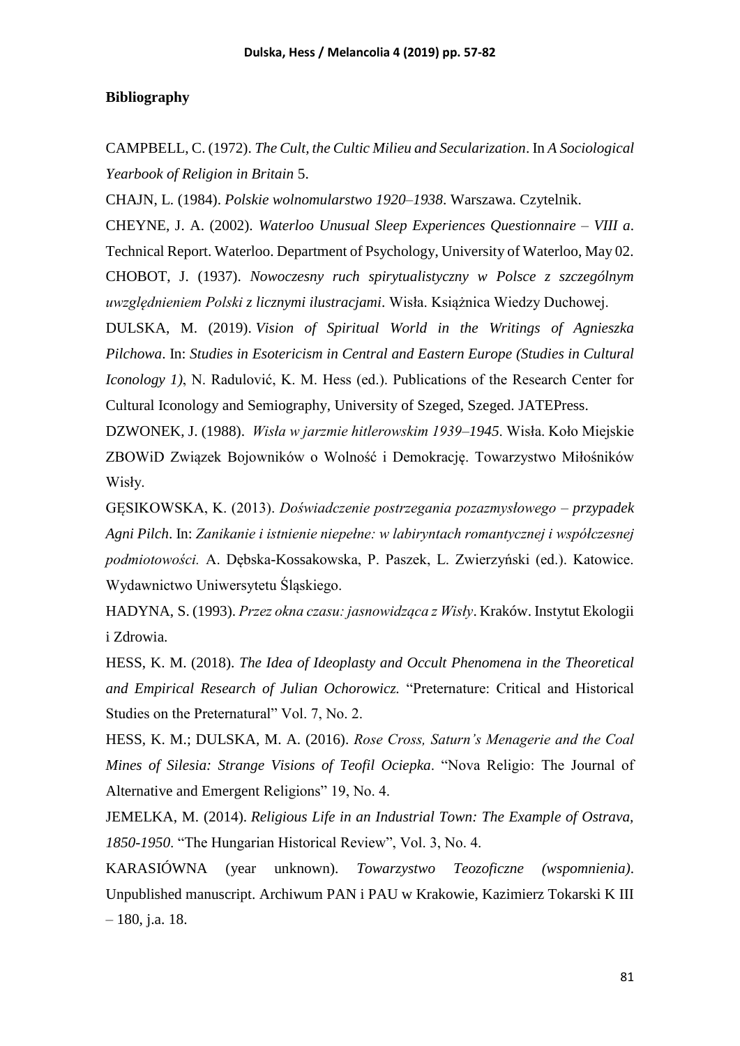**Bibliography**

CAMPBELL, C. (1972). *The Cult, the Cultic Milieu and Secularization*. In *A Sociological Yearbook of Religion in Britain* 5.

CHAJN, L. (1984). *Polskie wolnomularstwo 1920–1938*. Warszawa. Czytelnik.

CHEYNE, J. A. (2002). *Waterloo Unusual Sleep Experiences Questionnaire – VIII a*. Technical Report. Waterloo. Department of Psychology, University of Waterloo, May 02.

CHOBOT, J. (1937). *Nowoczesny ruch spirytualistyczny w Polsce z szczególnym uwzględnieniem Polski z licznymi ilustracjami*. Wisła. Książnica Wiedzy Duchowej.

DULSKA, M. (2019). *Vision of Spiritual World in the Writings of Agnieszka Pilchowa*. In: *Studies in Esotericism in Central and Eastern Europe (Studies in Cultural Iconology 1)*, N. Radulović, K. M. Hess (ed.). Publications of the Research Center for Cultural Iconology and Semiography, University of Szeged, Szeged. JATEPress.

DZWONEK, J. (1988). *Wisła w jarzmie hitlerowskim 1939–1945*. Wisła. Koło Miejskie ZBOWiD Związek Bojowników o Wolność i Demokrację. Towarzystwo Miłośników Wisły.

GĘSIKOWSKA, K. (2013). *Doświadczenie postrzegania pozazmysłowego – przypadek Agni Pilch*. In: *Zanikanie i istnienie niepełne: w labiryntach romantycznej i współczesnej podmiotowości.* A. Dębska-Kossakowska, P. Paszek, L. Zwierzyński (ed.). Katowice. Wydawnictwo Uniwersytetu Śląskiego.

HADYNA, S. (1993). *Przez okna czasu: jasnowidząca z Wisły*. Kraków. Instytut Ekologii i Zdrowia.

HESS, K. M. (2018). *The Idea of Ideoplasty and Occult Phenomena in the Theoretical and Empirical Research of Julian Ochorowicz.* "Preternature: Critical and Historical Studies on the Preternatural" Vol. 7, No. 2.

HESS, K. M.; DULSKA, M. A. (2016). *Rose Cross, Saturn's Menagerie and the Coal Mines of Silesia: Strange Visions of Teofil Ociepka*. "Nova Religio: The Journal of Alternative and Emergent Religions" 19, No. 4.

JEMELKA, M. (2014). *Religious Life in an Industrial Town: The Example of Ostrava, 1850-1950*. "The Hungarian Historical Review", Vol. 3, No. 4.

KARASIÓWNA (year unknown). *Towarzystwo Teozoficzne (wspomnienia)*. Unpublished manuscript. Archiwum PAN i PAU w Krakowie, Kazimierz Tokarski K III – 180, j.a. 18.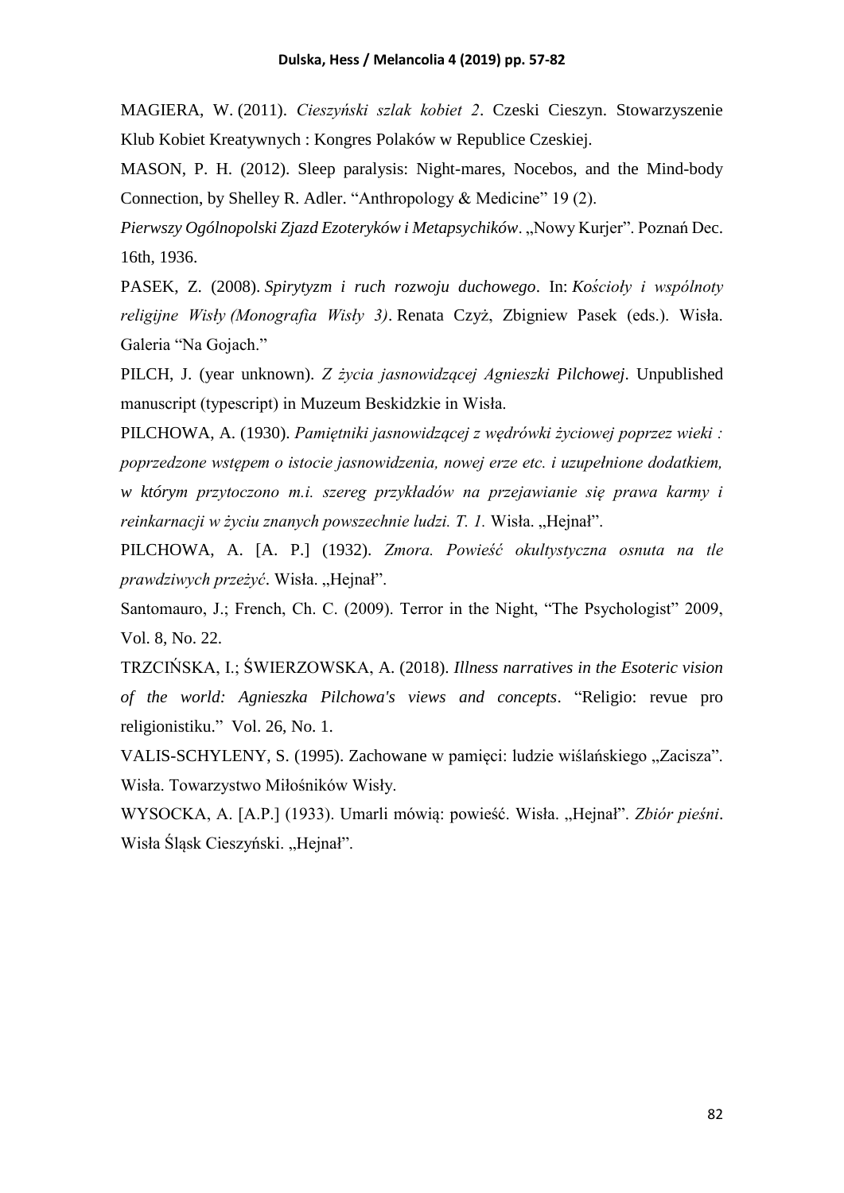MAGIERA, W. (2011). *Cieszyński szlak kobiet 2*. Czeski Cieszyn. Stowarzyszenie Klub Kobiet Kreatywnych : Kongres Polaków w Republice Czeskiej.

MASON, P. H. (2012). Sleep paralysis: Night-mares, Nocebos, and the Mind-body Connection, by Shelley R. Adler. "Anthropology & Medicine" 19 (2).

*Pierwszy Ogólnopolski Zjazd Ezoteryków i Metapsychików*. „Nowy Kurjer". Poznań Dec. 16th, 1936.

PASEK, Z. (2008). *Spirytyzm i ruch rozwoju duchowego*. In: *Kościoły i wspólnoty religijne Wisły (Monografia Wisły 3)*. Renata Czyż, Zbigniew Pasek (eds.). Wisła. Galeria "Na Gojach."

PILCH, J. (year unknown). *Z życia jasnowidzącej Agnieszki Pilchowej*. Unpublished manuscript (typescript) in Muzeum Beskidzkie in Wisła.

PILCHOWA, A. (1930). *Pamiętniki jasnowidzącej z wędrówki życiowej poprzez wieki : poprzedzone wstępem o istocie jasnowidzenia, nowej erze etc. i uzupełnione dodatkiem, w którym przytoczono m.i. szereg przykładów na przejawianie się prawa karmy i reinkarnacji w życiu znanych powszechnie ludzi. T. 1.* Wisła. „Hejnał".

PILCHOWA, A. [A. P.] (1932). *Zmora. Powieść okultystyczna osnuta na tle prawdziwych przeżyć*. Wisła. „Hejnał".

Santomauro, J.; French, Ch. C. (2009). Terror in the Night, "The Psychologist" 2009, Vol. 8, No. 22.

TRZCIŃSKA, I.; ŚWIERZOWSKA, A. (2018). *Illness narratives in the Esoteric vision of the world: Agnieszka Pilchowa's views and concepts*. "Religio: revue pro religionistiku." Vol. 26, No. 1.

VALIS-SCHYLENY, S. (1995). Zachowane w pamięci: ludzie wiślańskiego „Zacisza". Wisła. Towarzystwo Miłośników Wisły.

WYSOCKA, A. [A.P.] (1933). Umarli mówią: powieść. Wisła. „Hejnał". *Zbiór pieśni*. Wisła Śląsk Cieszyński. „Hejnał".